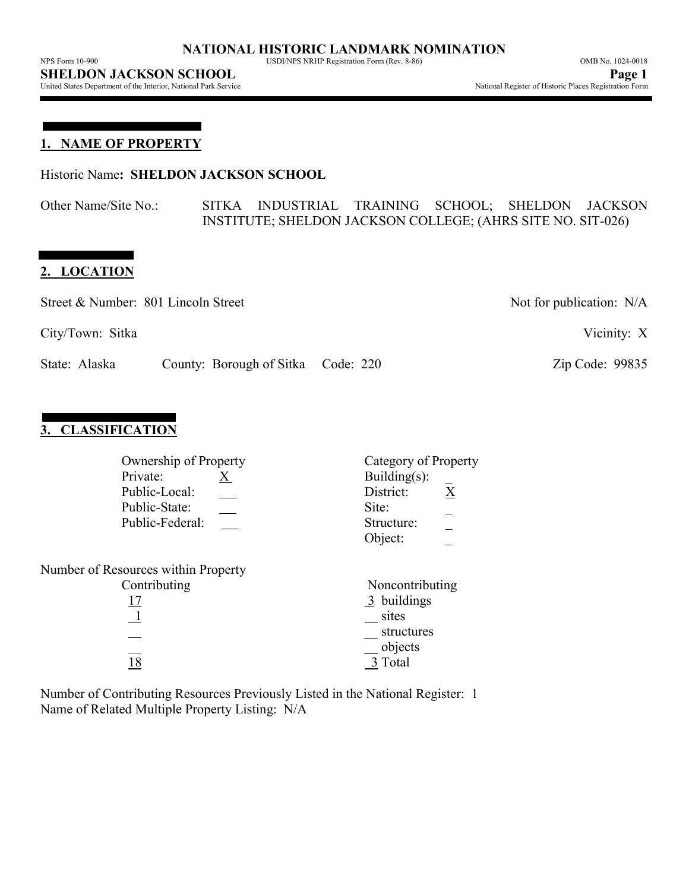# NATIONAL HISTORIC LANDMARK NOMINATION

NPS Form 10-900 USDI/NPS NRHP Registration Form (Rev. 8-86) OMB No. 1024-0018

**SHELDON JACKSON SCHOOL**

United States Department of the Interior, National Park Service National Register of Historic Places Registration Form

## 1. NAME OF PROPERTY

Historic Name: **SHELDON JACKSON SCHOOL**

Other Name/Site No.: SITKA INDUSTRIAL TRAINING SCHOOL; SHELDON JACKSON INSTITUTE; SHELDON JACKSON COLLEGE; (AHRS SITE NO. SIT-026)

## 2. LOCATION

Street & Number: 801 Lincoln Street

Not for publication: N/A

City/Town: Sitka

Vicinity: X

State: Alaska County: Borough of Sitka Code: 220

Zip Code: 99835

## 3. CLASSIFICATION

| Ownership of Property | | Category of Property | |
|---|---|---|---|
| Private: | X | Building(s): | _ |
| Public-Local: | __ | District: | X |
| Public-State: | __ | Site: | _ |
| Public-Federal: | __ | Structure: | _ |
| | | Object: | _ |

Number of Resources within Property

| Contributing | Noncontributing | |
|---|---|---|
| 17 | 3 | buildings |
| 1 | __ | sites |
| __ | __ | structures |
| __ | __ | objects |
| 18 | 3 | Total |

Number of Contributing Resources Previously Listed in the National Register: 1

Name of Related Multiple Property Listing: N/A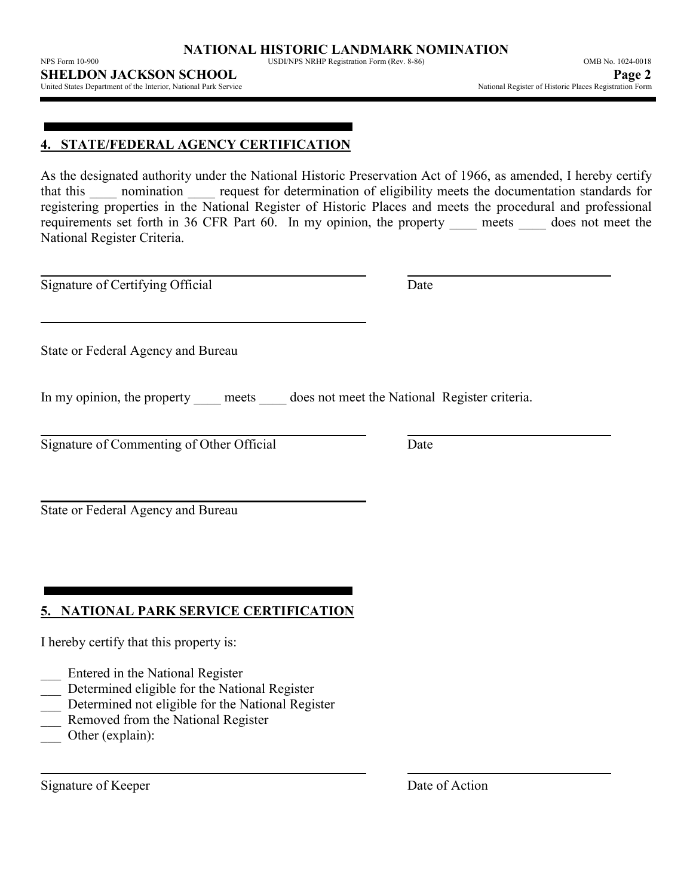## 4. STATE/FEDERAL AGENCY CERTIFICATION

As the designated authority under the National Historic Preservation Act of 1966, as amended, I hereby certify that this ____ nomination ____ request for determination of eligibility meets the documentation standards for registering properties in the National Register of Historic Places and meets the procedural and professional requirements set forth in 36 CFR Part 60. In my opinion, the property ____ meets ____ does not meet the National Register Criteria.

Signature of Certifying Official                                        Date

State or Federal Agency and Bureau

In my opinion, the property ____ meets ____ does not meet the National Register criteria.

Signature of Commenting of Other Official                                        Date

State or Federal Agency and Bureau

## 5. NATIONAL PARK SERVICE CERTIFICATION

I hereby certify that this property is:

___ Entered in the National Register
___ Determined eligible for the National Register
___ Determined not eligible for the National Register
___ Removed from the National Register
___ Other (explain):

Signature of Keeper                                        Date of Action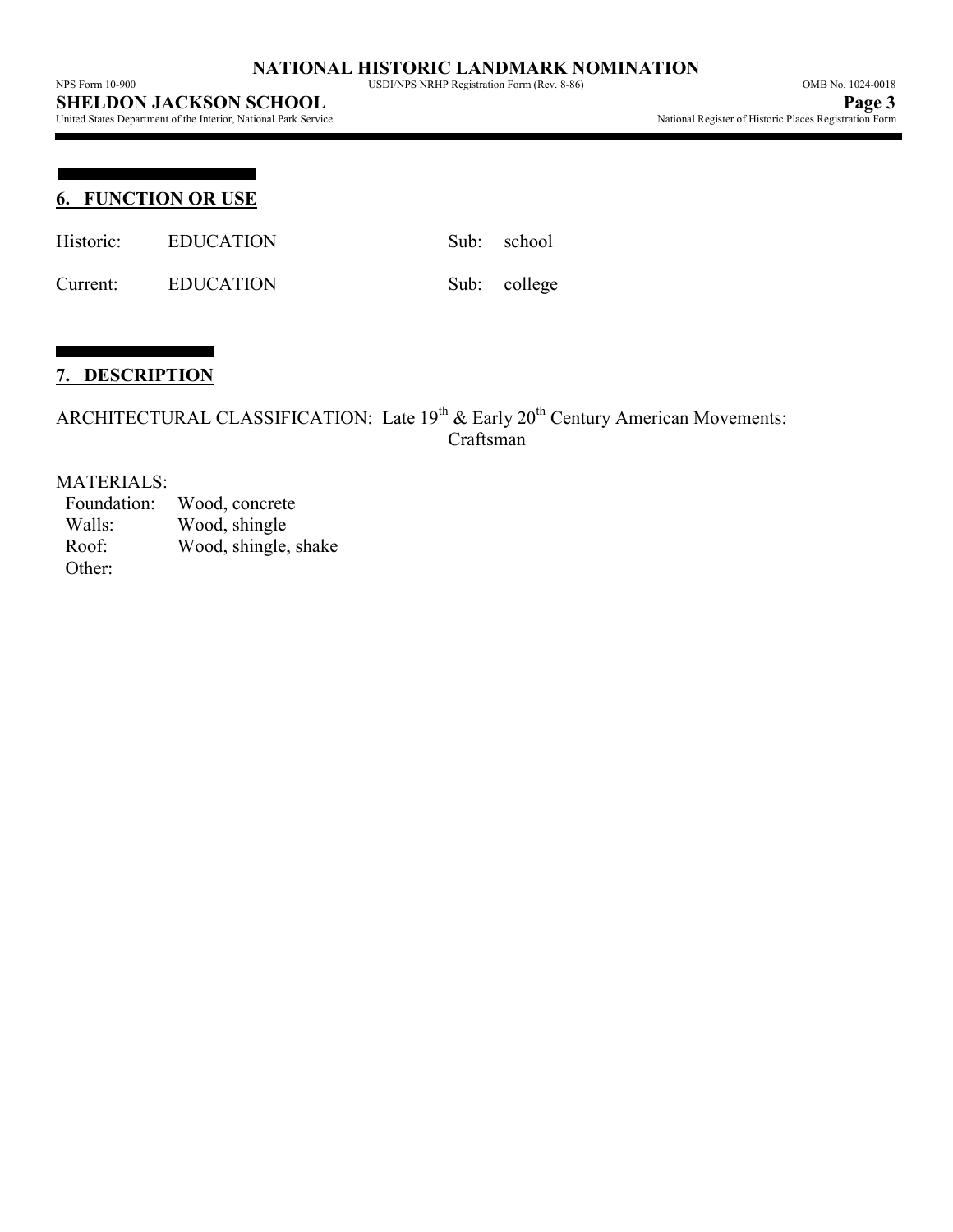## 6. FUNCTION OR USE

| | | | |
|---|---|---|---|
| Historic: | EDUCATION | Sub: | school |
| Current: | EDUCATION | Sub: | college |

## 7. DESCRIPTION

ARCHITECTURAL CLASSIFICATION: Late 19th & Early 20th Century American Movements: Craftsman

MATERIALS:

| | |
|---|---|
| Foundation: | Wood, concrete |
| Walls: | Wood, shingle |
| Roof: | Wood, shingle, shake |
| Other: | |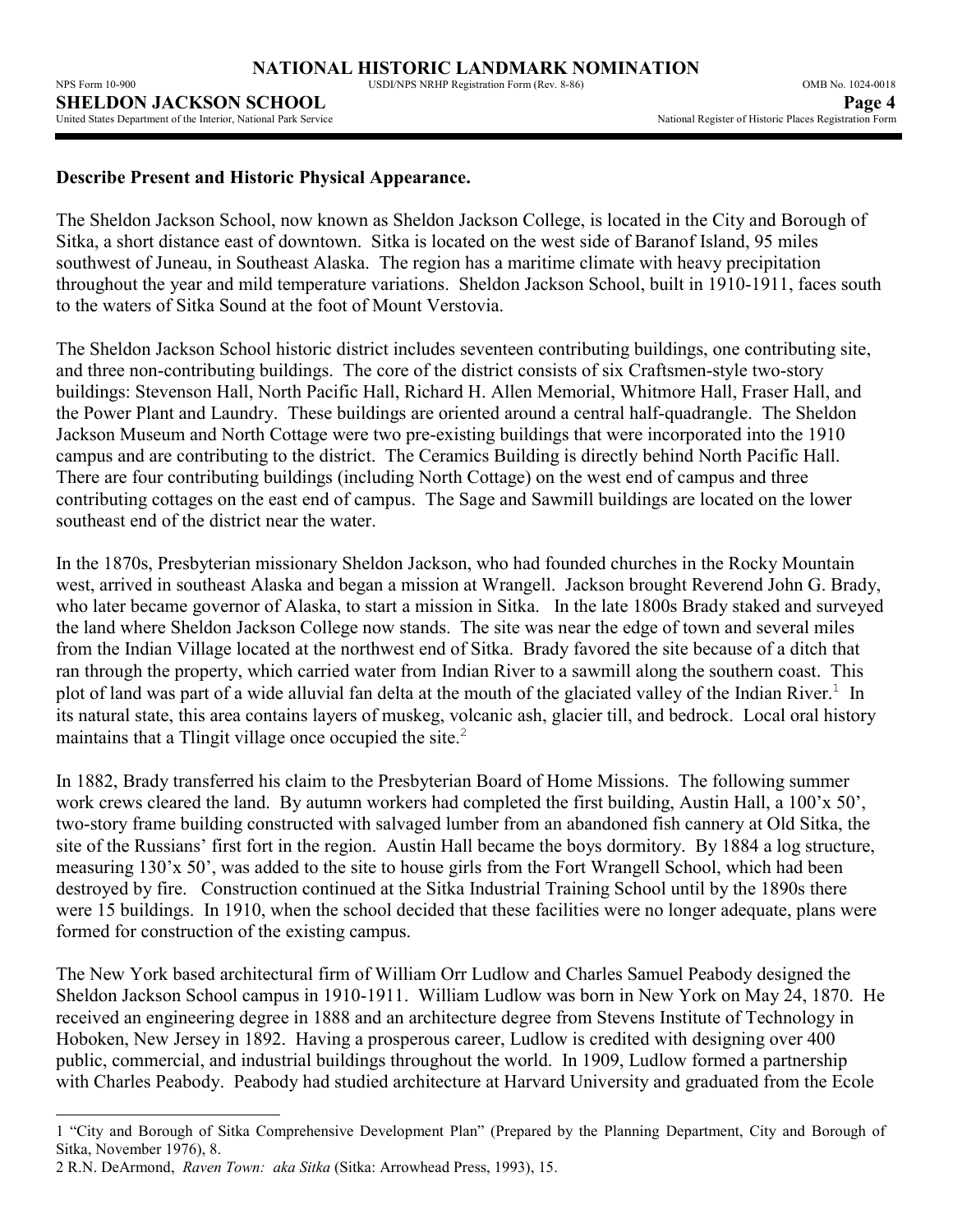**Describe Present and Historic Physical Appearance.**

The Sheldon Jackson School, now known as Sheldon Jackson College, is located in the City and Borough of Sitka, a short distance east of downtown. Sitka is located on the west side of Baranof Island, 95 miles southwest of Juneau, in Southeast Alaska. The region has a maritime climate with heavy precipitation throughout the year and mild temperature variations. Sheldon Jackson School, built in 1910-1911, faces south to the waters of Sitka Sound at the foot of Mount Verstovia.

The Sheldon Jackson School historic district includes seventeen contributing buildings, one contributing site, and three non-contributing buildings. The core of the district consists of six Craftsmen-style two-story buildings: Stevenson Hall, North Pacific Hall, Richard H. Allen Memorial, Whitmore Hall, Fraser Hall, and the Power Plant and Laundry. These buildings are oriented around a central half-quadrangle. The Sheldon Jackson Museum and North Cottage were two pre-existing buildings that were incorporated into the 1910 campus and are contributing to the district. The Ceramics Building is directly behind North Pacific Hall. There are four contributing buildings (including North Cottage) on the west end of campus and three contributing cottages on the east end of campus. The Sage and Sawmill buildings are located on the lower southeast end of the district near the water.

In the 1870s, Presbyterian missionary Sheldon Jackson, who had founded churches in the Rocky Mountain west, arrived in southeast Alaska and began a mission at Wrangell. Jackson brought Reverend John G. Brady, who later became governor of Alaska, to start a mission in Sitka. In the late 1800s Brady staked and surveyed the land where Sheldon Jackson College now stands. The site was near the edge of town and several miles from the Indian Village located at the northwest end of Sitka. Brady favored the site because of a ditch that ran through the property, which carried water from Indian River to a sawmill along the southern coast. This plot of land was part of a wide alluvial fan delta at the mouth of the glaciated valley of the Indian River.[1] In its natural state, this area contains layers of muskeg, volcanic ash, glacier till, and bedrock. Local oral history maintains that a Tlingit village once occupied the site.[2]

In 1882, Brady transferred his claim to the Presbyterian Board of Home Missions. The following summer work crews cleared the land. By autumn workers had completed the first building, Austin Hall, a 100'x 50', two-story frame building constructed with salvaged lumber from an abandoned fish cannery at Old Sitka, the site of the Russians' first fort in the region. Austin Hall became the boys dormitory. By 1884 a log structure, measuring 130'x 50', was added to the site to house girls from the Fort Wrangell School, which had been destroyed by fire. Construction continued at the Sitka Industrial Training School until by the 1890s there were 15 buildings. In 1910, when the school decided that these facilities were no longer adequate, plans were formed for construction of the existing campus.

The New York based architectural firm of William Orr Ludlow and Charles Samuel Peabody designed the Sheldon Jackson School campus in 1910-1911. William Ludlow was born in New York on May 24, 1870. He received an engineering degree in 1888 and an architecture degree from Stevens Institute of Technology in Hoboken, New Jersey in 1892. Having a prosperous career, Ludlow is credited with designing over 400 public, commercial, and industrial buildings throughout the world. In 1909, Ludlow formed a partnership with Charles Peabody. Peabody had studied architecture at Harvard University and graduated from the Ecole

---

1 "City and Borough of Sitka Comprehensive Development Plan" (Prepared by the Planning Department, City and Borough of Sitka, November 1976), 8.

2 R.N. DeArmond, *Raven Town: aka Sitka* (Sitka: Arrowhead Press, 1993), 15.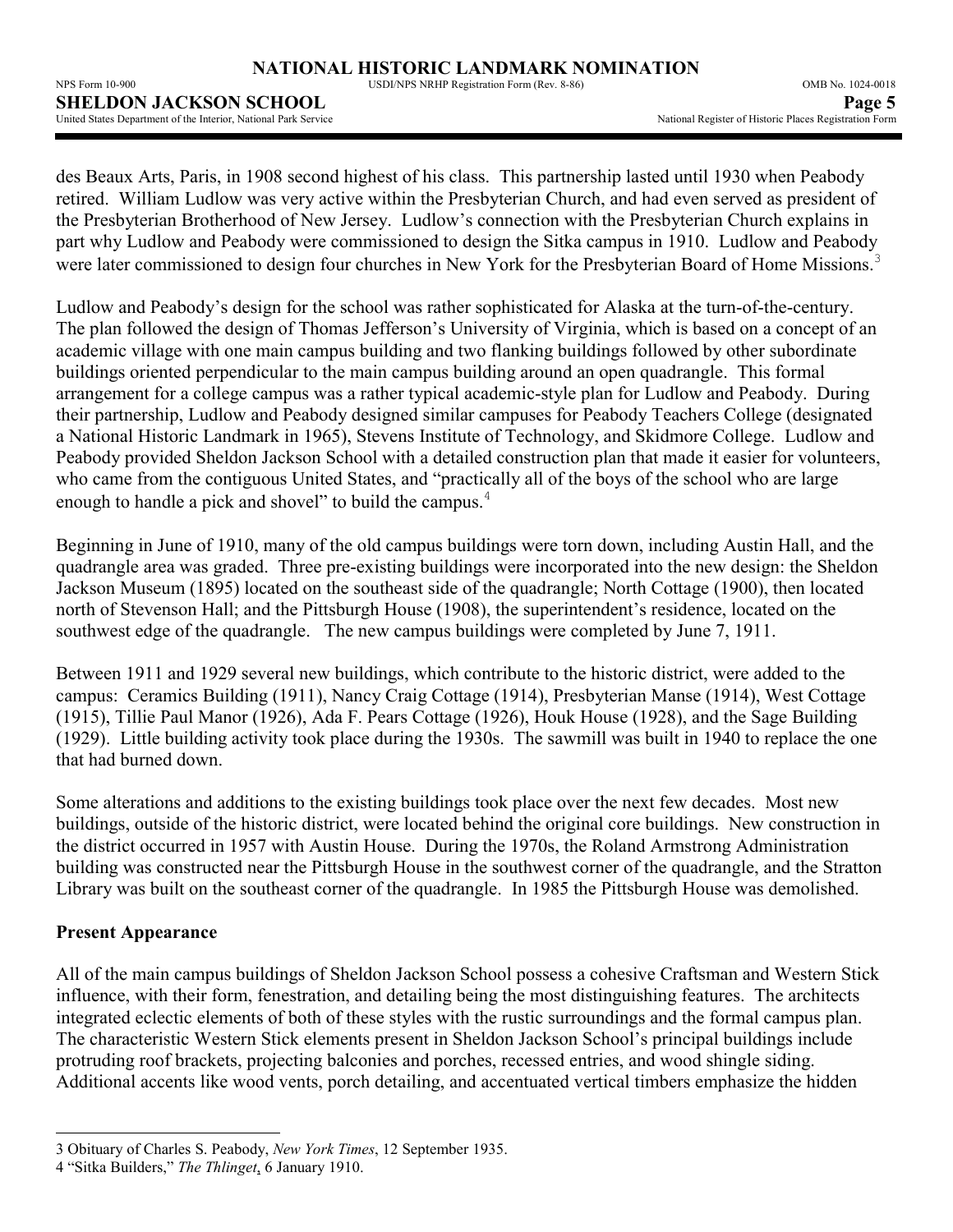des Beaux Arts, Paris, in 1908 second highest of his class. This partnership lasted until 1930 when Peabody retired. William Ludlow was very active within the Presbyterian Church, and had even served as president of the Presbyterian Brotherhood of New Jersey. Ludlow's connection with the Presbyterian Church explains in part why Ludlow and Peabody were commissioned to design the Sitka campus in 1910. Ludlow and Peabody were later commissioned to design four churches in New York for the Presbyterian Board of Home Missions.[3]

Ludlow and Peabody's design for the school was rather sophisticated for Alaska at the turn-of-the-century. The plan followed the design of Thomas Jefferson's University of Virginia, which is based on a concept of an academic village with one main campus building and two flanking buildings followed by other subordinate buildings oriented perpendicular to the main campus building around an open quadrangle. This formal arrangement for a college campus was a rather typical academic-style plan for Ludlow and Peabody. During their partnership, Ludlow and Peabody designed similar campuses for Peabody Teachers College (designated a National Historic Landmark in 1965), Stevens Institute of Technology, and Skidmore College. Ludlow and Peabody provided Sheldon Jackson School with a detailed construction plan that made it easier for volunteers, who came from the contiguous United States, and "practically all of the boys of the school who are large enough to handle a pick and shovel" to build the campus.[4]

Beginning in June of 1910, many of the old campus buildings were torn down, including Austin Hall, and the quadrangle area was graded. Three pre-existing buildings were incorporated into the new design: the Sheldon Jackson Museum (1895) located on the southeast side of the quadrangle; North Cottage (1900), then located north of Stevenson Hall; and the Pittsburgh House (1908), the superintendent's residence, located on the southwest edge of the quadrangle. The new campus buildings were completed by June 7, 1911.

Between 1911 and 1929 several new buildings, which contribute to the historic district, were added to the campus: Ceramics Building (1911), Nancy Craig Cottage (1914), Presbyterian Manse (1914), West Cottage (1915), Tillie Paul Manor (1926), Ada F. Pears Cottage (1926), Houk House (1928), and the Sage Building (1929). Little building activity took place during the 1930s. The sawmill was built in 1940 to replace the one that had burned down.

Some alterations and additions to the existing buildings took place over the next few decades. Most new buildings, outside of the historic district, were located behind the original core buildings. New construction in the district occurred in 1957 with Austin House. During the 1970s, the Roland Armstrong Administration building was constructed near the Pittsburgh House in the southwest corner of the quadrangle, and the Stratton Library was built on the southeast corner of the quadrangle. In 1985 the Pittsburgh House was demolished.

## Present Appearance

All of the main campus buildings of Sheldon Jackson School possess a cohesive Craftsman and Western Stick influence, with their form, fenestration, and detailing being the most distinguishing features. The architects integrated eclectic elements of both of these styles with the rustic surroundings and the formal campus plan. The characteristic Western Stick elements present in Sheldon Jackson School's principal buildings include protruding roof brackets, projecting balconies and porches, recessed entries, and wood shingle siding. Additional accents like wood vents, porch detailing, and accentuated vertical timbers emphasize the hidden

---

3 Obituary of Charles S. Peabody, *New York Times*, 12 September 1935.

4 "Sitka Builders," *The Thlinget*, 6 January 1910.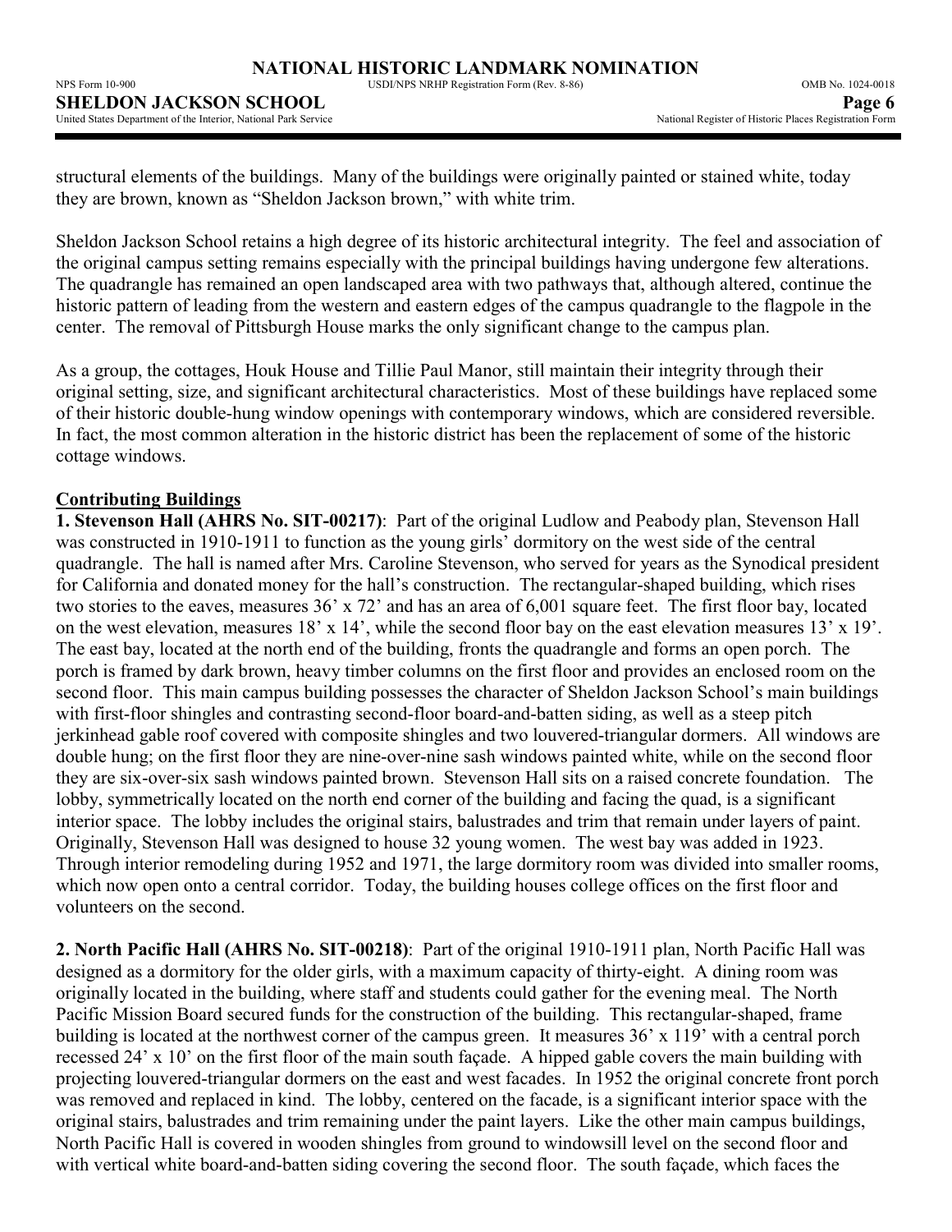structural elements of the buildings. Many of the buildings were originally painted or stained white, today they are brown, known as "Sheldon Jackson brown," with white trim.

Sheldon Jackson School retains a high degree of its historic architectural integrity. The feel and association of the original campus setting remains especially with the principal buildings having undergone few alterations. The quadrangle has remained an open landscaped area with two pathways that, although altered, continue the historic pattern of leading from the western and eastern edges of the campus quadrangle to the flagpole in the center. The removal of Pittsburgh House marks the only significant change to the campus plan.

As a group, the cottages, Houk House and Tillie Paul Manor, still maintain their integrity through their original setting, size, and significant architectural characteristics. Most of these buildings have replaced some of their historic double-hung window openings with contemporary windows, which are considered reversible. In fact, the most common alteration in the historic district has been the replacement of some of the historic cottage windows.

## Contributing Buildings

**1. Stevenson Hall (AHRS No. SIT-00217)**: Part of the original Ludlow and Peabody plan, Stevenson Hall was constructed in 1910-1911 to function as the young girls' dormitory on the west side of the central quadrangle. The hall is named after Mrs. Caroline Stevenson, who served for years as the Synodical president for California and donated money for the hall's construction. The rectangular-shaped building, which rises two stories to the eaves, measures 36' x 72' and has an area of 6,001 square feet. The first floor bay, located on the west elevation, measures 18' x 14', while the second floor bay on the east elevation measures 13' x 19'. The east bay, located at the north end of the building, fronts the quadrangle and forms an open porch. The porch is framed by dark brown, heavy timber columns on the first floor and provides an enclosed room on the second floor. This main campus building possesses the character of Sheldon Jackson School's main buildings with first-floor shingles and contrasting second-floor board-and-batten siding, as well as a steep pitch jerkinhead gable roof covered with composite shingles and two louvered-triangular dormers. All windows are double hung; on the first floor they are nine-over-nine sash windows painted white, while on the second floor they are six-over-six sash windows painted brown. Stevenson Hall sits on a raised concrete foundation. The lobby, symmetrically located on the north end corner of the building and facing the quad, is a significant interior space. The lobby includes the original stairs, balustrades and trim that remain under layers of paint. Originally, Stevenson Hall was designed to house 32 young women. The west bay was added in 1923. Through interior remodeling during 1952 and 1971, the large dormitory room was divided into smaller rooms, which now open onto a central corridor. Today, the building houses college offices on the first floor and volunteers on the second.

**2. North Pacific Hall (AHRS No. SIT-00218)**: Part of the original 1910-1911 plan, North Pacific Hall was designed as a dormitory for the older girls, with a maximum capacity of thirty-eight. A dining room was originally located in the building, where staff and students could gather for the evening meal. The North Pacific Mission Board secured funds for the construction of the building. This rectangular-shaped, frame building is located at the northwest corner of the campus green. It measures 36' x 119' with a central porch recessed 24' x 10' on the first floor of the main south façade. A hipped gable covers the main building with projecting louvered-triangular dormers on the east and west facades. In 1952 the original concrete front porch was removed and replaced in kind. The lobby, centered on the facade, is a significant interior space with the original stairs, balustrades and trim remaining under the paint layers. Like the other main campus buildings, North Pacific Hall is covered in wooden shingles from ground to windowsill level on the second floor and with vertical white board-and-batten siding covering the second floor. The south façade, which faces the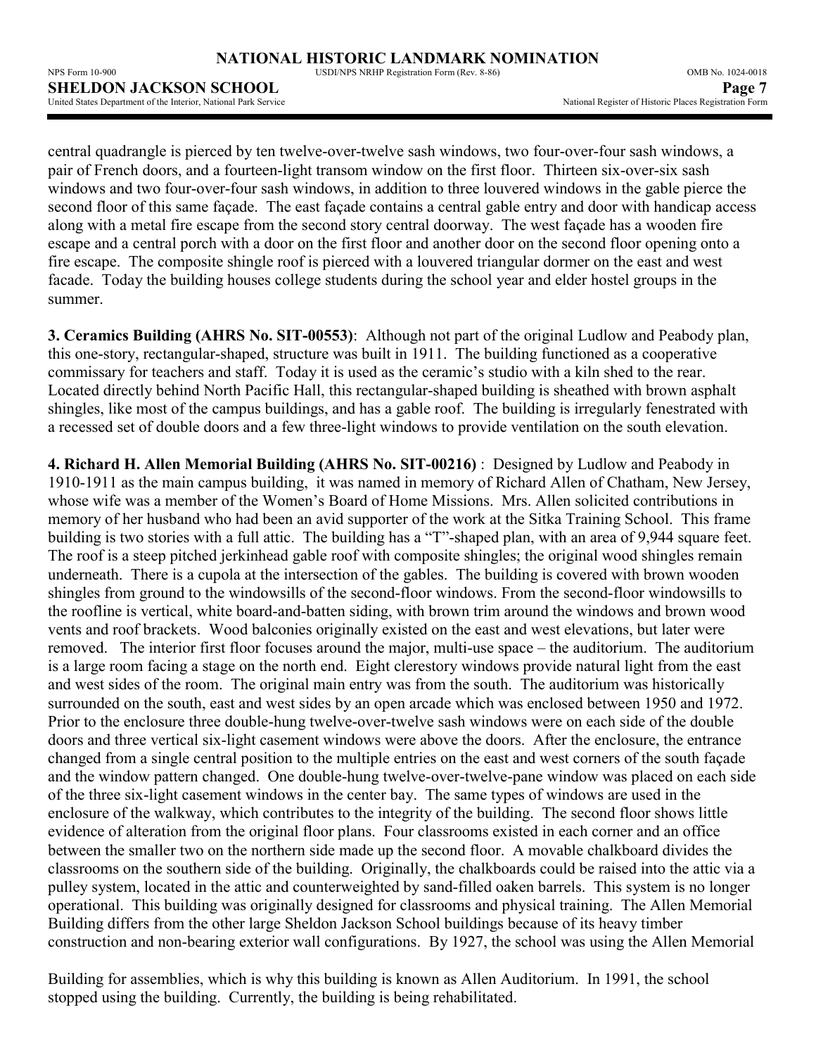central quadrangle is pierced by ten twelve-over-twelve sash windows, two four-over-four sash windows, a pair of French doors, and a fourteen-light transom window on the first floor. Thirteen six-over-six sash windows and two four-over-four sash windows, in addition to three louvered windows in the gable pierce the second floor of this same façade. The east façade contains a central gable entry and door with handicap access along with a metal fire escape from the second story central doorway. The west façade has a wooden fire escape and a central porch with a door on the first floor and another door on the second floor opening onto a fire escape. The composite shingle roof is pierced with a louvered triangular dormer on the east and west facade. Today the building houses college students during the school year and elder hostel groups in the summer.

**3. Ceramics Building (AHRS No. SIT-00553)**: Although not part of the original Ludlow and Peabody plan, this one-story, rectangular-shaped, structure was built in 1911. The building functioned as a cooperative commissary for teachers and staff. Today it is used as the ceramic's studio with a kiln shed to the rear. Located directly behind North Pacific Hall, this rectangular-shaped building is sheathed with brown asphalt shingles, like most of the campus buildings, and has a gable roof. The building is irregularly fenestrated with a recessed set of double doors and a few three-light windows to provide ventilation on the south elevation.

**4. Richard H. Allen Memorial Building (AHRS No. SIT-00216)** : Designed by Ludlow and Peabody in 1910-1911 as the main campus building, it was named in memory of Richard Allen of Chatham, New Jersey, whose wife was a member of the Women's Board of Home Missions. Mrs. Allen solicited contributions in memory of her husband who had been an avid supporter of the work at the Sitka Training School. This frame building is two stories with a full attic. The building has a "T"-shaped plan, with an area of 9,944 square feet. The roof is a steep pitched jerkinhead gable roof with composite shingles; the original wood shingles remain underneath. There is a cupola at the intersection of the gables. The building is covered with brown wooden shingles from ground to the windowsills of the second-floor windows. From the second-floor windowsills to the roofline is vertical, white board-and-batten siding, with brown trim around the windows and brown wood vents and roof brackets. Wood balconies originally existed on the east and west elevations, but later were removed. The interior first floor focuses around the major, multi-use space – the auditorium. The auditorium is a large room facing a stage on the north end. Eight clerestory windows provide natural light from the east and west sides of the room. The original main entry was from the south. The auditorium was historically surrounded on the south, east and west sides by an open arcade which was enclosed between 1950 and 1972. Prior to the enclosure three double-hung twelve-over-twelve sash windows were on each side of the double doors and three vertical six-light casement windows were above the doors. After the enclosure, the entrance changed from a single central position to the multiple entries on the east and west corners of the south façade and the window pattern changed. One double-hung twelve-over-twelve-pane window was placed on each side of the three six-light casement windows in the center bay. The same types of windows are used in the enclosure of the walkway, which contributes to the integrity of the building. The second floor shows little evidence of alteration from the original floor plans. Four classrooms existed in each corner and an office between the smaller two on the northern side made up the second floor. A movable chalkboard divides the classrooms on the southern side of the building. Originally, the chalkboards could be raised into the attic via a pulley system, located in the attic and counterweighted by sand-filled oaken barrels. This system is no longer operational. This building was originally designed for classrooms and physical training. The Allen Memorial Building differs from the other large Sheldon Jackson School buildings because of its heavy timber construction and non-bearing exterior wall configurations. By 1927, the school was using the Allen Memorial Building for assemblies, which is why this building is known as Allen Auditorium. In 1991, the school stopped using the building. Currently, the building is being rehabilitated.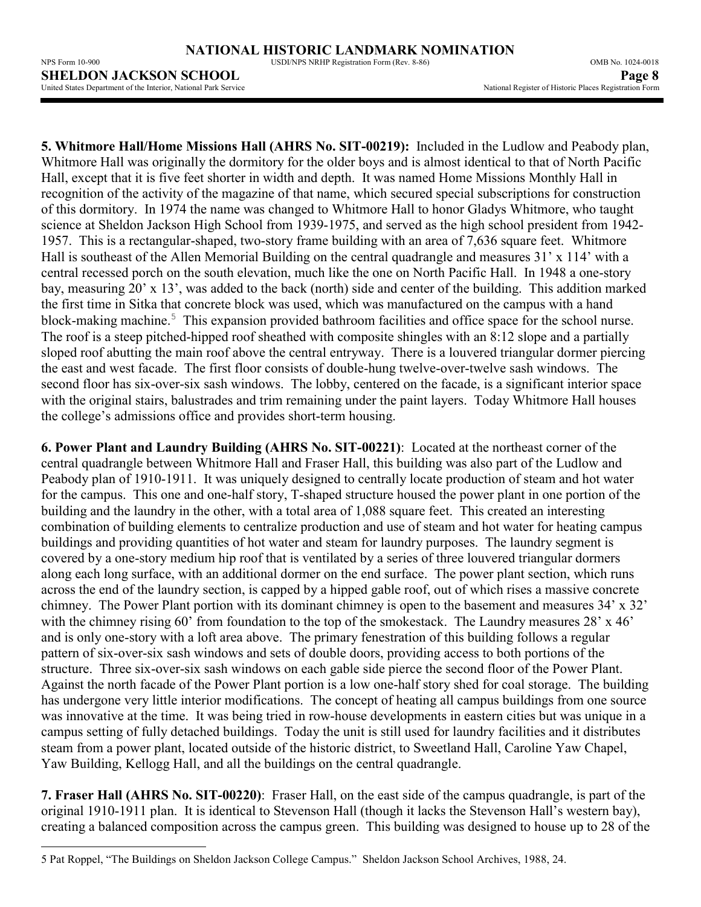**5. Whitmore Hall/Home Missions Hall (AHRS No. SIT-00219):** Included in the Ludlow and Peabody plan, Whitmore Hall was originally the dormitory for the older boys and is almost identical to that of North Pacific Hall, except that it is five feet shorter in width and depth. It was named Home Missions Monthly Hall in recognition of the activity of the magazine of that name, which secured special subscriptions for construction of this dormitory. In 1974 the name was changed to Whitmore Hall to honor Gladys Whitmore, who taught science at Sheldon Jackson High School from 1939-1975, and served as the high school president from 1942-1957. This is a rectangular-shaped, two-story frame building with an area of 7,636 square feet. Whitmore Hall is southeast of the Allen Memorial Building on the central quadrangle and measures 31' x 114' with a central recessed porch on the south elevation, much like the one on North Pacific Hall. In 1948 a one-story bay, measuring 20' x 13', was added to the back (north) side and center of the building. This addition marked the first time in Sitka that concrete block was used, which was manufactured on the campus with a hand block-making machine.[5] This expansion provided bathroom facilities and office space for the school nurse. The roof is a steep pitched-hipped roof sheathed with composite shingles with an 8:12 slope and a partially sloped roof abutting the main roof above the central entryway. There is a louvered triangular dormer piercing the east and west facade. The first floor consists of double-hung twelve-over-twelve sash windows. The second floor has six-over-six sash windows. The lobby, centered on the facade, is a significant interior space with the original stairs, balustrades and trim remaining under the paint layers. Today Whitmore Hall houses the college's admissions office and provides short-term housing.

**6. Power Plant and Laundry Building (AHRS No. SIT-00221)**: Located at the northeast corner of the central quadrangle between Whitmore Hall and Fraser Hall, this building was also part of the Ludlow and Peabody plan of 1910-1911. It was uniquely designed to centrally locate production of steam and hot water for the campus. This one and one-half story, T-shaped structure housed the power plant in one portion of the building and the laundry in the other, with a total area of 1,088 square feet. This created an interesting combination of building elements to centralize production and use of steam and hot water for heating campus buildings and providing quantities of hot water and steam for laundry purposes. The laundry segment is covered by a one-story medium hip roof that is ventilated by a series of three louvered triangular dormers along each long surface, with an additional dormer on the end surface. The power plant section, which runs across the end of the laundry section, is capped by a hipped gable roof, out of which rises a massive concrete chimney. The Power Plant portion with its dominant chimney is open to the basement and measures 34' x 32' with the chimney rising 60' from foundation to the top of the smokestack. The Laundry measures 28' x 46' and is only one-story with a loft area above. The primary fenestration of this building follows a regular pattern of six-over-six sash windows and sets of double doors, providing access to both portions of the structure. Three six-over-six sash windows on each gable side pierce the second floor of the Power Plant. Against the north facade of the Power Plant portion is a low one-half story shed for coal storage. The building has undergone very little interior modifications. The concept of heating all campus buildings from one source was innovative at the time. It was being tried in row-house developments in eastern cities but was unique in a campus setting of fully detached buildings. Today the unit is still used for laundry facilities and it distributes steam from a power plant, located outside of the historic district, to Sweetland Hall, Caroline Yaw Chapel, Yaw Building, Kellogg Hall, and all the buildings on the central quadrangle.

**7. Fraser Hall (AHRS No. SIT-00220)**: Fraser Hall, on the east side of the campus quadrangle, is part of the original 1910-1911 plan. It is identical to Stevenson Hall (though it lacks the Stevenson Hall's western bay), creating a balanced composition across the campus green. This building was designed to house up to 28 of the

---

5 Pat Roppel, "The Buildings on Sheldon Jackson College Campus." Sheldon Jackson School Archives, 1988, 24.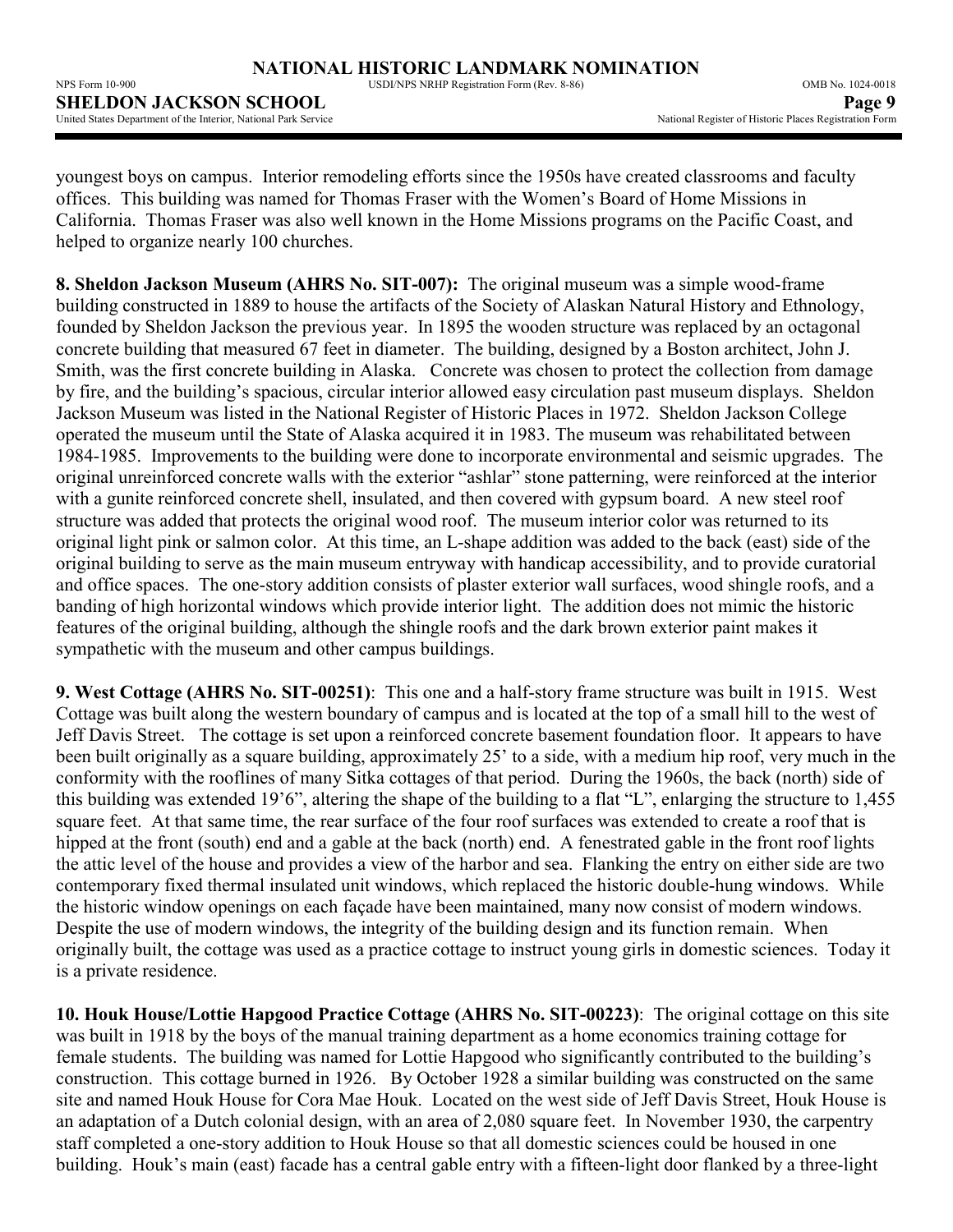youngest boys on campus. Interior remodeling efforts since the 1950s have created classrooms and faculty offices. This building was named for Thomas Fraser with the Women's Board of Home Missions in California. Thomas Fraser was also well known in the Home Missions programs on the Pacific Coast, and helped to organize nearly 100 churches.

**8. Sheldon Jackson Museum (AHRS No. SIT-007):** The original museum was a simple wood-frame building constructed in 1889 to house the artifacts of the Society of Alaskan Natural History and Ethnology, founded by Sheldon Jackson the previous year. In 1895 the wooden structure was replaced by an octagonal concrete building that measured 67 feet in diameter. The building, designed by a Boston architect, John J. Smith, was the first concrete building in Alaska. Concrete was chosen to protect the collection from damage by fire, and the building's spacious, circular interior allowed easy circulation past museum displays. Sheldon Jackson Museum was listed in the National Register of Historic Places in 1972. Sheldon Jackson College operated the museum until the State of Alaska acquired it in 1983. The museum was rehabilitated between 1984-1985. Improvements to the building were done to incorporate environmental and seismic upgrades. The original unreinforced concrete walls with the exterior "ashlar" stone patterning, were reinforced at the interior with a gunite reinforced concrete shell, insulated, and then covered with gypsum board. A new steel roof structure was added that protects the original wood roof. The museum interior color was returned to its original light pink or salmon color. At this time, an L-shape addition was added to the back (east) side of the original building to serve as the main museum entryway with handicap accessibility, and to provide curatorial and office spaces. The one-story addition consists of plaster exterior wall surfaces, wood shingle roofs, and a banding of high horizontal windows which provide interior light. The addition does not mimic the historic features of the original building, although the shingle roofs and the dark brown exterior paint makes it sympathetic with the museum and other campus buildings.

**9. West Cottage (AHRS No. SIT-00251)**: This one and a half-story frame structure was built in 1915. West Cottage was built along the western boundary of campus and is located at the top of a small hill to the west of Jeff Davis Street. The cottage is set upon a reinforced concrete basement foundation floor. It appears to have been built originally as a square building, approximately 25' to a side, with a medium hip roof, very much in the conformity with the rooflines of many Sitka cottages of that period. During the 1960s, the back (north) side of this building was extended 19'6", altering the shape of the building to a flat "L", enlarging the structure to 1,455 square feet. At that same time, the rear surface of the four roof surfaces was extended to create a roof that is hipped at the front (south) end and a gable at the back (north) end. A fenestrated gable in the front roof lights the attic level of the house and provides a view of the harbor and sea. Flanking the entry on either side are two contemporary fixed thermal insulated unit windows, which replaced the historic double-hung windows. While the historic window openings on each façade have been maintained, many now consist of modern windows. Despite the use of modern windows, the integrity of the building design and its function remain. When originally built, the cottage was used as a practice cottage to instruct young girls in domestic sciences. Today it is a private residence.

**10. Houk House/Lottie Hapgood Practice Cottage (AHRS No. SIT-00223)**: The original cottage on this site was built in 1918 by the boys of the manual training department as a home economics training cottage for female students. The building was named for Lottie Hapgood who significantly contributed to the building's construction. This cottage burned in 1926. By October 1928 a similar building was constructed on the same site and named Houk House for Cora Mae Houk. Located on the west side of Jeff Davis Street, Houk House is an adaptation of a Dutch colonial design, with an area of 2,080 square feet. In November 1930, the carpentry staff completed a one-story addition to Houk House so that all domestic sciences could be housed in one building. Houk's main (east) facade has a central gable entry with a fifteen-light door flanked by a three-light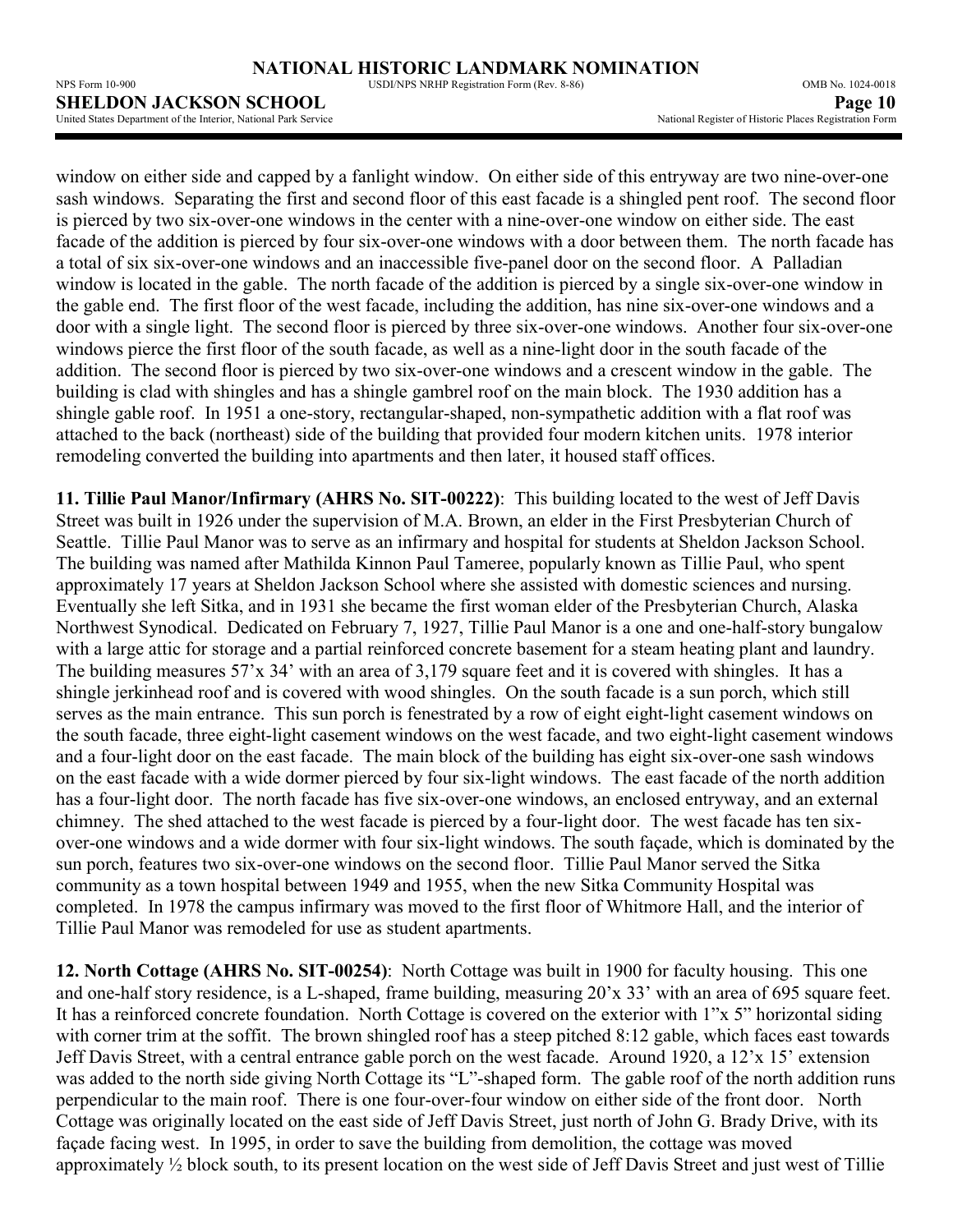window on either side and capped by a fanlight window. On either side of this entryway are two nine-over-one sash windows. Separating the first and second floor of this east facade is a shingled pent roof. The second floor is pierced by two six-over-one windows in the center with a nine-over-one window on either side. The east facade of the addition is pierced by four six-over-one windows with a door between them. The north facade has a total of six six-over-one windows and an inaccessible five-panel door on the second floor. A Palladian window is located in the gable. The north facade of the addition is pierced by a single six-over-one window in the gable end. The first floor of the west facade, including the addition, has nine six-over-one windows and a door with a single light. The second floor is pierced by three six-over-one windows. Another four six-over-one windows pierce the first floor of the south facade, as well as a nine-light door in the south facade of the addition. The second floor is pierced by two six-over-one windows and a crescent window in the gable. The building is clad with shingles and has a shingle gambrel roof on the main block. The 1930 addition has a shingle gable roof. In 1951 a one-story, rectangular-shaped, non-sympathetic addition with a flat roof was attached to the back (northeast) side of the building that provided four modern kitchen units. 1978 interior remodeling converted the building into apartments and then later, it housed staff offices.

**11. Tillie Paul Manor/Infirmary (AHRS No. SIT-00222)**: This building located to the west of Jeff Davis Street was built in 1926 under the supervision of M.A. Brown, an elder in the First Presbyterian Church of Seattle. Tillie Paul Manor was to serve as an infirmary and hospital for students at Sheldon Jackson School. The building was named after Mathilda Kinnon Paul Tameree, popularly known as Tillie Paul, who spent approximately 17 years at Sheldon Jackson School where she assisted with domestic sciences and nursing. Eventually she left Sitka, and in 1931 she became the first woman elder of the Presbyterian Church, Alaska Northwest Synodical. Dedicated on February 7, 1927, Tillie Paul Manor is a one and one-half-story bungalow with a large attic for storage and a partial reinforced concrete basement for a steam heating plant and laundry. The building measures 57'x 34' with an area of 3,179 square feet and it is covered with shingles. It has a shingle jerkinhead roof and is covered with wood shingles. On the south facade is a sun porch, which still serves as the main entrance. This sun porch is fenestrated by a row of eight eight-light casement windows on the south facade, three eight-light casement windows on the west facade, and two eight-light casement windows and a four-light door on the east facade. The main block of the building has eight six-over-one sash windows on the east facade with a wide dormer pierced by four six-light windows. The east facade of the north addition has a four-light door. The north facade has five six-over-one windows, an enclosed entryway, and an external chimney. The shed attached to the west facade is pierced by a four-light door. The west facade has ten six-over-one windows and a wide dormer with four six-light windows. The south façade, which is dominated by the sun porch, features two six-over-one windows on the second floor. Tillie Paul Manor served the Sitka community as a town hospital between 1949 and 1955, when the new Sitka Community Hospital was completed. In 1978 the campus infirmary was moved to the first floor of Whitmore Hall, and the interior of Tillie Paul Manor was remodeled for use as student apartments.

**12. North Cottage (AHRS No. SIT-00254)**: North Cottage was built in 1900 for faculty housing. This one and one-half story residence, is a L-shaped, frame building, measuring 20'x 33' with an area of 695 square feet. It has a reinforced concrete foundation. North Cottage is covered on the exterior with 1"x 5" horizontal siding with corner trim at the soffit. The brown shingled roof has a steep pitched 8:12 gable, which faces east towards Jeff Davis Street, with a central entrance gable porch on the west facade. Around 1920, a 12'x 15' extension was added to the north side giving North Cottage its "L"-shaped form. The gable roof of the north addition runs perpendicular to the main roof. There is one four-over-four window on either side of the front door. North Cottage was originally located on the east side of Jeff Davis Street, just north of John G. Brady Drive, with its façade facing west. In 1995, in order to save the building from demolition, the cottage was moved approximately ½ block south, to its present location on the west side of Jeff Davis Street and just west of Tillie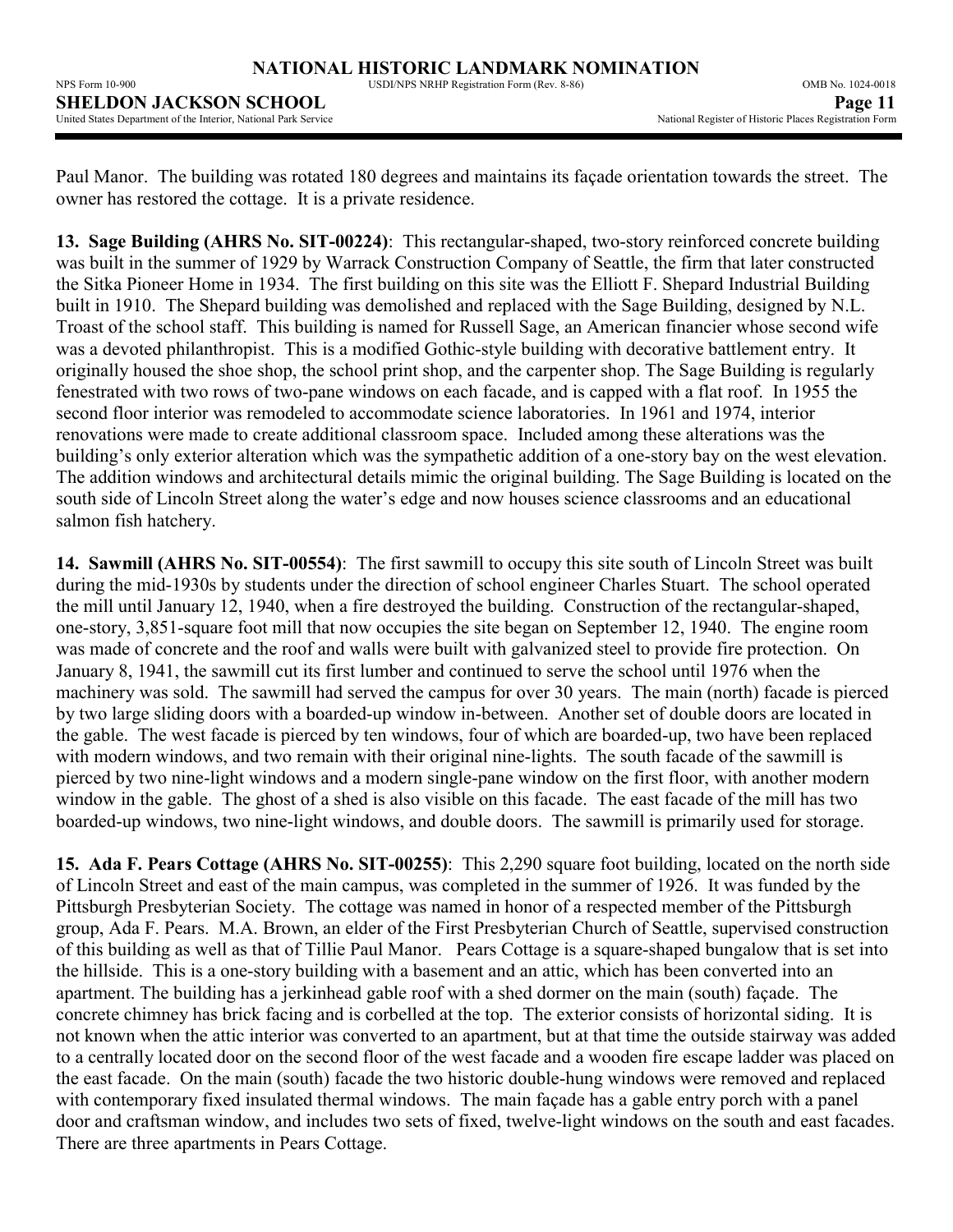Paul Manor. The building was rotated 180 degrees and maintains its façade orientation towards the street. The owner has restored the cottage. It is a private residence.

**13. Sage Building (AHRS No. SIT-00224)**: This rectangular-shaped, two-story reinforced concrete building was built in the summer of 1929 by Warrack Construction Company of Seattle, the firm that later constructed the Sitka Pioneer Home in 1934. The first building on this site was the Elliott F. Shepard Industrial Building built in 1910. The Shepard building was demolished and replaced with the Sage Building, designed by N.L. Troast of the school staff. This building is named for Russell Sage, an American financier whose second wife was a devoted philanthropist. This is a modified Gothic-style building with decorative battlement entry. It originally housed the shoe shop, the school print shop, and the carpenter shop. The Sage Building is regularly fenestrated with two rows of two-pane windows on each facade, and is capped with a flat roof. In 1955 the second floor interior was remodeled to accommodate science laboratories. In 1961 and 1974, interior renovations were made to create additional classroom space. Included among these alterations was the building's only exterior alteration which was the sympathetic addition of a one-story bay on the west elevation. The addition windows and architectural details mimic the original building. The Sage Building is located on the south side of Lincoln Street along the water's edge and now houses science classrooms and an educational salmon fish hatchery.

**14. Sawmill (AHRS No. SIT-00554)**: The first sawmill to occupy this site south of Lincoln Street was built during the mid-1930s by students under the direction of school engineer Charles Stuart. The school operated the mill until January 12, 1940, when a fire destroyed the building. Construction of the rectangular-shaped, one-story, 3,851-square foot mill that now occupies the site began on September 12, 1940. The engine room was made of concrete and the roof and walls were built with galvanized steel to provide fire protection. On January 8, 1941, the sawmill cut its first lumber and continued to serve the school until 1976 when the machinery was sold. The sawmill had served the campus for over 30 years. The main (north) facade is pierced by two large sliding doors with a boarded-up window in-between. Another set of double doors are located in the gable. The west facade is pierced by ten windows, four of which are boarded-up, two have been replaced with modern windows, and two remain with their original nine-lights. The south facade of the sawmill is pierced by two nine-light windows and a modern single-pane window on the first floor, with another modern window in the gable. The ghost of a shed is also visible on this facade. The east facade of the mill has two boarded-up windows, two nine-light windows, and double doors. The sawmill is primarily used for storage.

**15. Ada F. Pears Cottage (AHRS No. SIT-00255)**: This 2,290 square foot building, located on the north side of Lincoln Street and east of the main campus, was completed in the summer of 1926. It was funded by the Pittsburgh Presbyterian Society. The cottage was named in honor of a respected member of the Pittsburgh group, Ada F. Pears. M.A. Brown, an elder of the First Presbyterian Church of Seattle, supervised construction of this building as well as that of Tillie Paul Manor. Pears Cottage is a square-shaped bungalow that is set into the hillside. This is a one-story building with a basement and an attic, which has been converted into an apartment. The building has a jerkinhead gable roof with a shed dormer on the main (south) façade. The concrete chimney has brick facing and is corbelled at the top. The exterior consists of horizontal siding. It is not known when the attic interior was converted to an apartment, but at that time the outside stairway was added to a centrally located door on the second floor of the west facade and a wooden fire escape ladder was placed on the east facade. On the main (south) facade the two historic double-hung windows were removed and replaced with contemporary fixed insulated thermal windows. The main façade has a gable entry porch with a panel door and craftsman window, and includes two sets of fixed, twelve-light windows on the south and east facades. There are three apartments in Pears Cottage.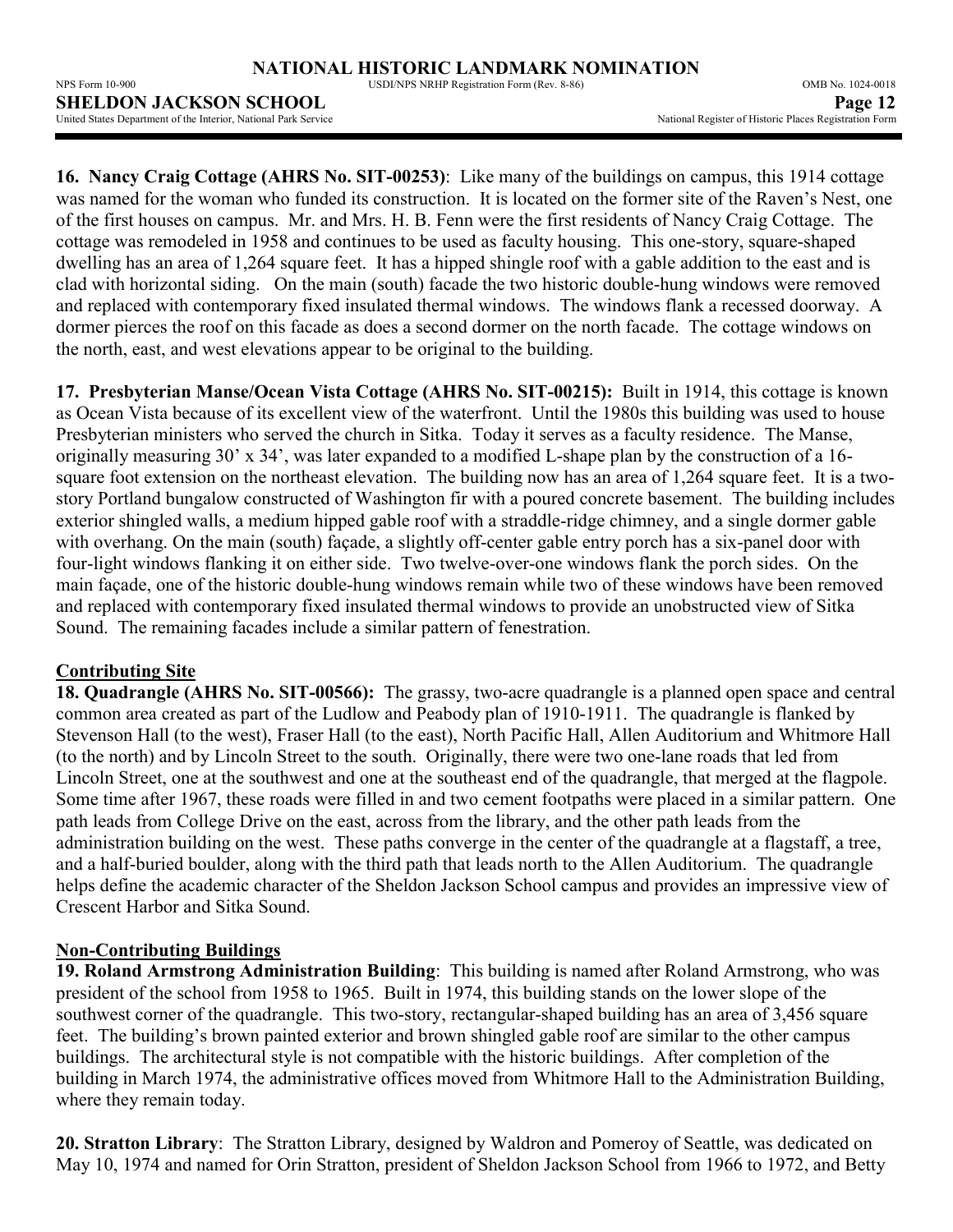**16. Nancy Craig Cottage (AHRS No. SIT-00253)**: Like many of the buildings on campus, this 1914 cottage was named for the woman who funded its construction. It is located on the former site of the Raven's Nest, one of the first houses on campus. Mr. and Mrs. H. B. Fenn were the first residents of Nancy Craig Cottage. The cottage was remodeled in 1958 and continues to be used as faculty housing. This one-story, square-shaped dwelling has an area of 1,264 square feet. It has a hipped shingle roof with a gable addition to the east and is clad with horizontal siding. On the main (south) facade the two historic double-hung windows were removed and replaced with contemporary fixed insulated thermal windows. The windows flank a recessed doorway. A dormer pierces the roof on this facade as does a second dormer on the north facade. The cottage windows on the north, east, and west elevations appear to be original to the building.

**17. Presbyterian Manse/Ocean Vista Cottage (AHRS No. SIT-00215):** Built in 1914, this cottage is known as Ocean Vista because of its excellent view of the waterfront. Until the 1980s this building was used to house Presbyterian ministers who served the church in Sitka. Today it serves as a faculty residence. The Manse, originally measuring 30' x 34', was later expanded to a modified L-shape plan by the construction of a 16-square foot extension on the northeast elevation. The building now has an area of 1,264 square feet. It is a two-story Portland bungalow constructed of Washington fir with a poured concrete basement. The building includes exterior shingled walls, a medium hipped gable roof with a straddle-ridge chimney, and a single dormer gable with overhang. On the main (south) façade, a slightly off-center gable entry porch has a six-panel door with four-light windows flanking it on either side. Two twelve-over-one windows flank the porch sides. On the main façade, one of the historic double-hung windows remain while two of these windows have been removed and replaced with contemporary fixed insulated thermal windows to provide an unobstructed view of Sitka Sound. The remaining facades include a similar pattern of fenestration.

## Contributing Site

**18. Quadrangle (AHRS No. SIT-00566):** The grassy, two-acre quadrangle is a planned open space and central common area created as part of the Ludlow and Peabody plan of 1910-1911. The quadrangle is flanked by Stevenson Hall (to the west), Fraser Hall (to the east), North Pacific Hall, Allen Auditorium and Whitmore Hall (to the north) and by Lincoln Street to the south. Originally, there were two one-lane roads that led from Lincoln Street, one at the southwest and one at the southeast end of the quadrangle, that merged at the flagpole. Some time after 1967, these roads were filled in and two cement footpaths were placed in a similar pattern. One path leads from College Drive on the east, across from the library, and the other path leads from the administration building on the west. These paths converge in the center of the quadrangle at a flagstaff, a tree, and a half-buried boulder, along with the third path that leads north to the Allen Auditorium. The quadrangle helps define the academic character of the Sheldon Jackson School campus and provides an impressive view of Crescent Harbor and Sitka Sound.

## Non-Contributing Buildings

**19. Roland Armstrong Administration Building**: This building is named after Roland Armstrong, who was president of the school from 1958 to 1965. Built in 1974, this building stands on the lower slope of the southwest corner of the quadrangle. This two-story, rectangular-shaped building has an area of 3,456 square feet. The building's brown painted exterior and brown shingled gable roof are similar to the other campus buildings. The architectural style is not compatible with the historic buildings. After completion of the building in March 1974, the administrative offices moved from Whitmore Hall to the Administration Building, where they remain today.

**20. Stratton Library**: The Stratton Library, designed by Waldron and Pomeroy of Seattle, was dedicated on May 10, 1974 and named for Orin Stratton, president of Sheldon Jackson School from 1966 to 1972, and Betty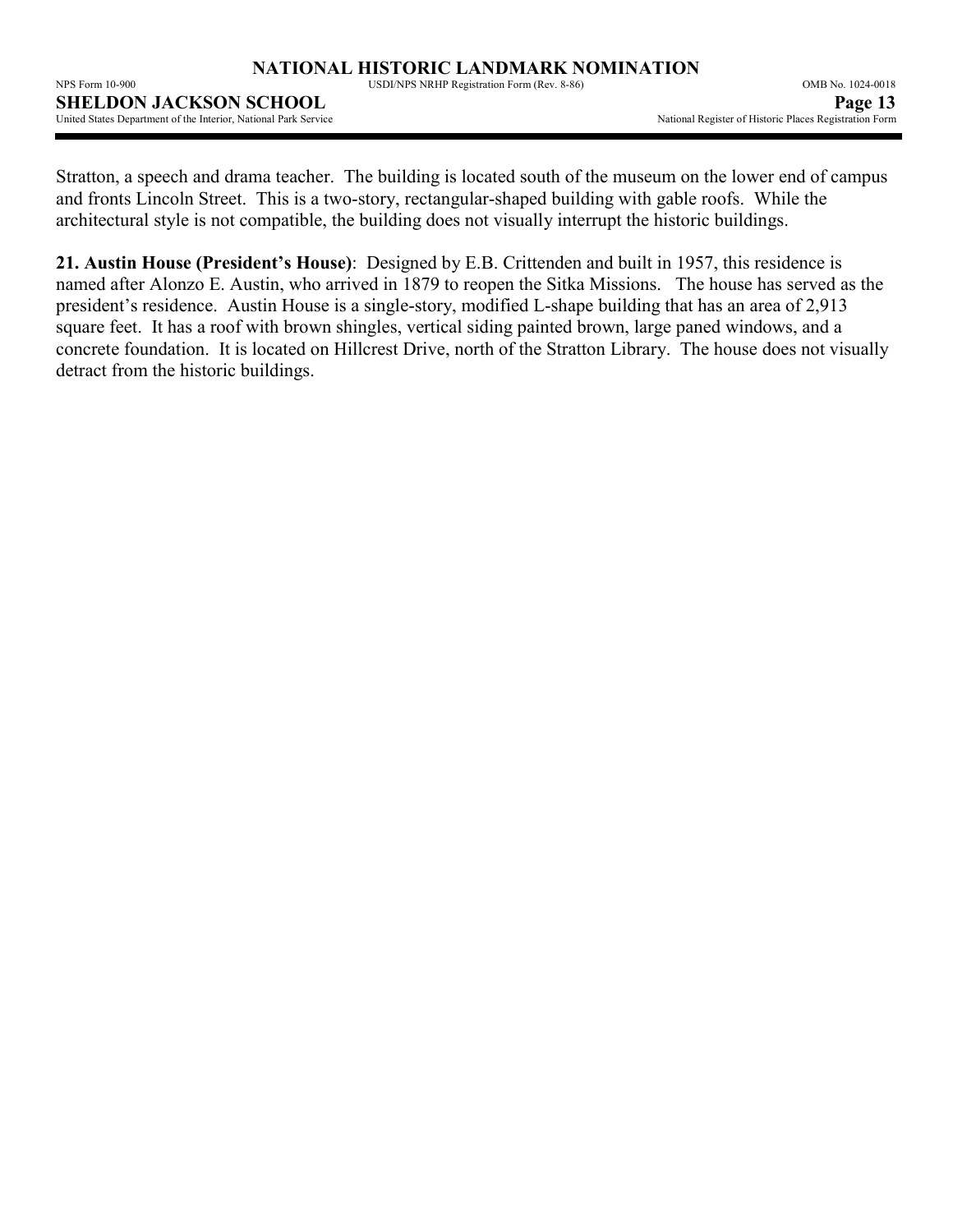Stratton, a speech and drama teacher.  The building is located south of the museum on the lower end of campus and fronts Lincoln Street.  This is a two-story, rectangular-shaped building with gable roofs.  While the architectural style is not compatible, the building does not visually interrupt the historic buildings.

**21. Austin House (President's House)**:  Designed by E.B. Crittenden and built in 1957, this residence is named after Alonzo E. Austin, who arrived in 1879 to reopen the Sitka Missions.   The house has served as the president's residence.  Austin House is a single-story, modified L-shape building that has an area of 2,913 square feet.  It has a roof with brown shingles, vertical siding painted brown, large paned windows, and a concrete foundation.  It is located on Hillcrest Drive, north of the Stratton Library.  The house does not visually detract from the historic buildings.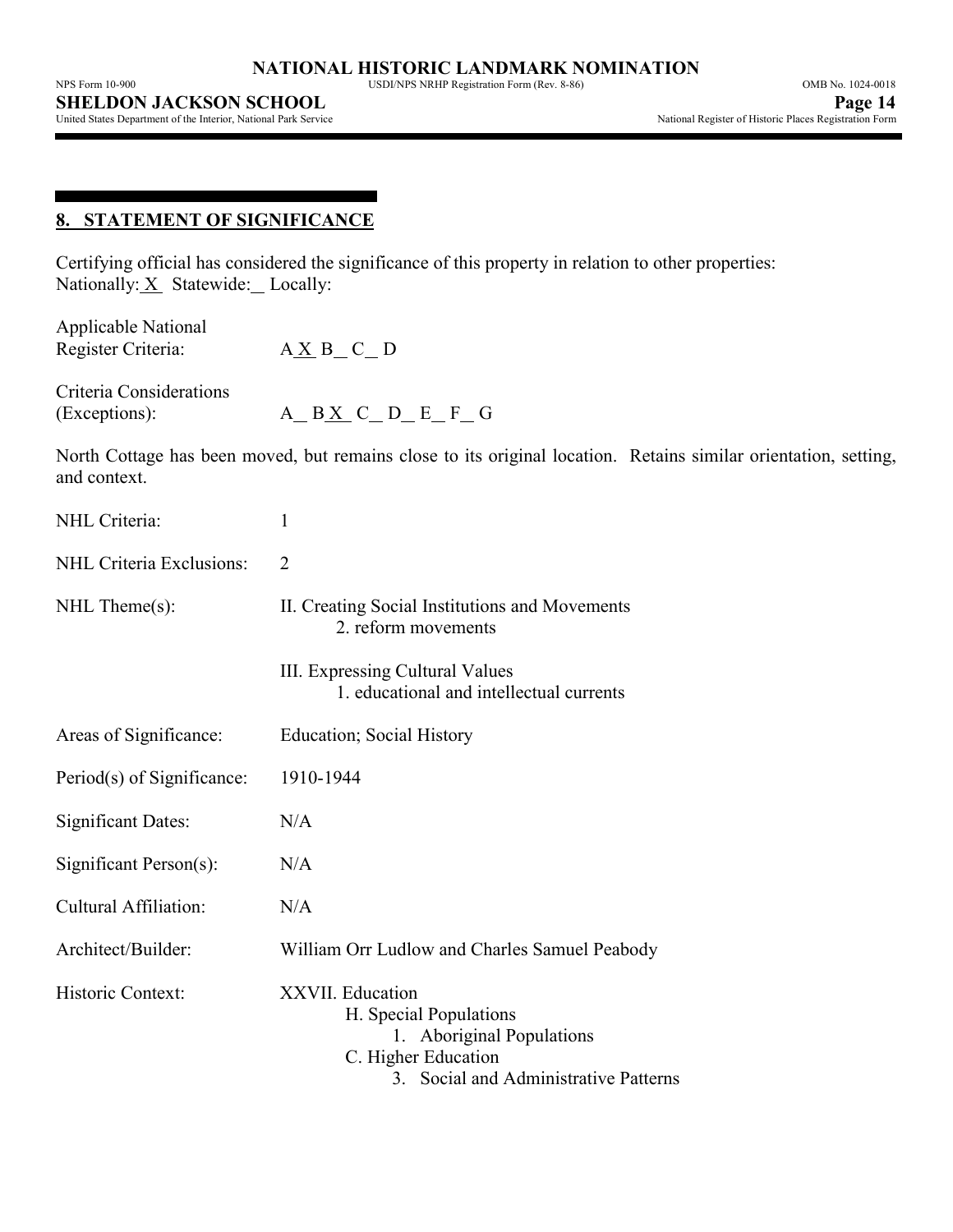## 8. STATEMENT OF SIGNIFICANCE

Certifying official has considered the significance of this property in relation to other properties:
Nationally: X  Statewide: _ Locally:

Applicable National Register Criteria: A X  B _ C _ D

Criteria Considerations (Exceptions): A _ B X  C _ D _ E _ F _ G

North Cottage has been moved, but remains close to its original location. Retains similar orientation, setting, and context.

NHL Criteria: 1

NHL Criteria Exclusions: 2

NHL Theme(s): II. Creating Social Institutions and Movements
   2. reform movements

III. Expressing Cultural Values
   1. educational and intellectual currents

Areas of Significance: Education; Social History

Period(s) of Significance: 1910-1944

Significant Dates: N/A

Significant Person(s): N/A

Cultural Affiliation: N/A

Architect/Builder: William Orr Ludlow and Charles Samuel Peabody

Historic Context: XXVII. Education
   H. Special Populations
      1. Aboriginal Populations
   C. Higher Education
      3. Social and Administrative Patterns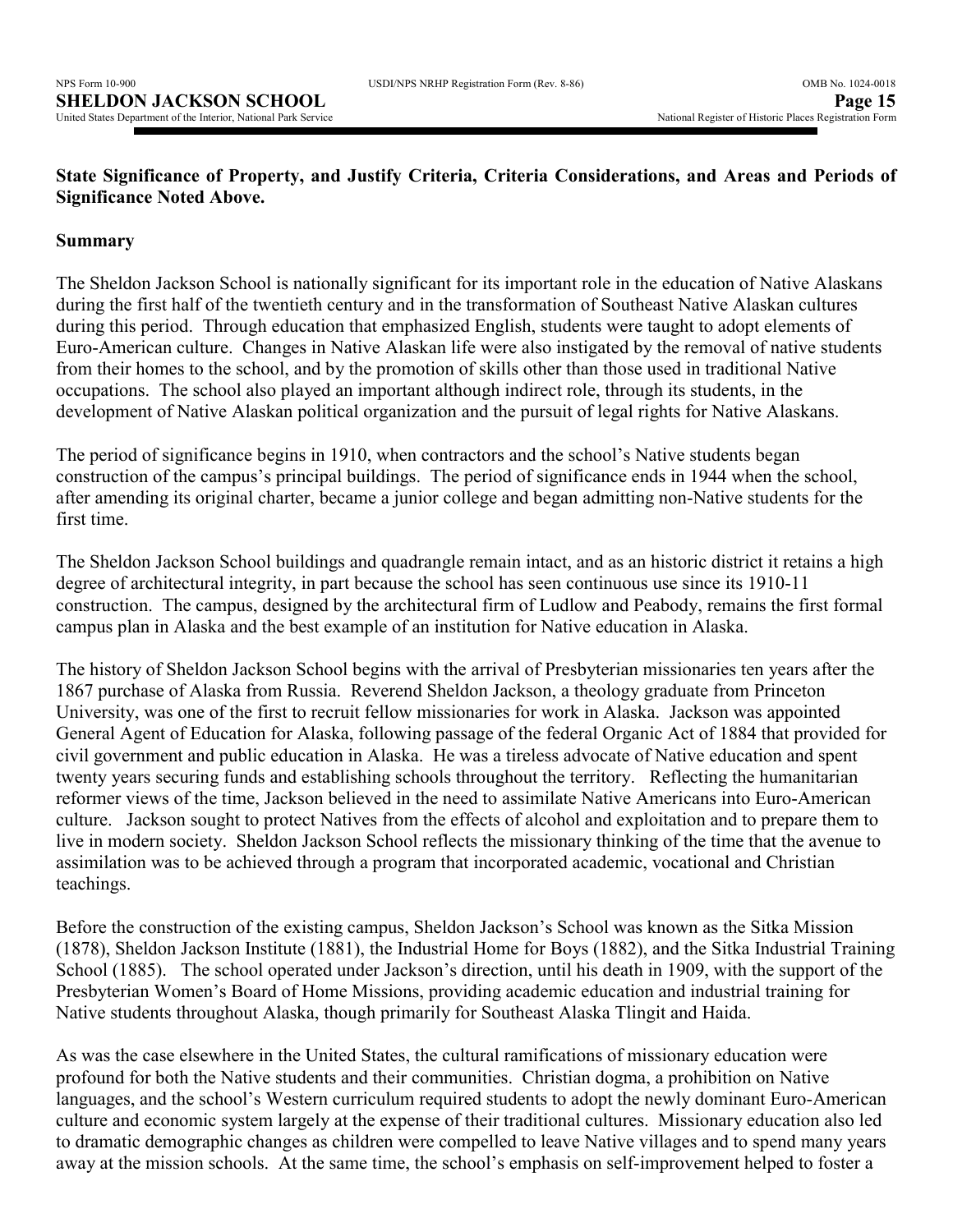**State Significance of Property, and Justify Criteria, Criteria Considerations, and Areas and Periods of Significance Noted Above.**

**Summary**

The Sheldon Jackson School is nationally significant for its important role in the education of Native Alaskans during the first half of the twentieth century and in the transformation of Southeast Native Alaskan cultures during this period. Through education that emphasized English, students were taught to adopt elements of Euro-American culture. Changes in Native Alaskan life were also instigated by the removal of native students from their homes to the school, and by the promotion of skills other than those used in traditional Native occupations. The school also played an important although indirect role, through its students, in the development of Native Alaskan political organization and the pursuit of legal rights for Native Alaskans.

The period of significance begins in 1910, when contractors and the school's Native students began construction of the campus's principal buildings. The period of significance ends in 1944 when the school, after amending its original charter, became a junior college and began admitting non-Native students for the first time.

The Sheldon Jackson School buildings and quadrangle remain intact, and as an historic district it retains a high degree of architectural integrity, in part because the school has seen continuous use since its 1910-11 construction. The campus, designed by the architectural firm of Ludlow and Peabody, remains the first formal campus plan in Alaska and the best example of an institution for Native education in Alaska.

The history of Sheldon Jackson School begins with the arrival of Presbyterian missionaries ten years after the 1867 purchase of Alaska from Russia. Reverend Sheldon Jackson, a theology graduate from Princeton University, was one of the first to recruit fellow missionaries for work in Alaska. Jackson was appointed General Agent of Education for Alaska, following passage of the federal Organic Act of 1884 that provided for civil government and public education in Alaska. He was a tireless advocate of Native education and spent twenty years securing funds and establishing schools throughout the territory. Reflecting the humanitarian reformer views of the time, Jackson believed in the need to assimilate Native Americans into Euro-American culture. Jackson sought to protect Natives from the effects of alcohol and exploitation and to prepare them to live in modern society. Sheldon Jackson School reflects the missionary thinking of the time that the avenue to assimilation was to be achieved through a program that incorporated academic, vocational and Christian teachings.

Before the construction of the existing campus, Sheldon Jackson's School was known as the Sitka Mission (1878), Sheldon Jackson Institute (1881), the Industrial Home for Boys (1882), and the Sitka Industrial Training School (1885). The school operated under Jackson's direction, until his death in 1909, with the support of the Presbyterian Women's Board of Home Missions, providing academic education and industrial training for Native students throughout Alaska, though primarily for Southeast Alaska Tlingit and Haida.

As was the case elsewhere in the United States, the cultural ramifications of missionary education were profound for both the Native students and their communities. Christian dogma, a prohibition on Native languages, and the school's Western curriculum required students to adopt the newly dominant Euro-American culture and economic system largely at the expense of their traditional cultures. Missionary education also led to dramatic demographic changes as children were compelled to leave Native villages and to spend many years away at the mission schools. At the same time, the school's emphasis on self-improvement helped to foster a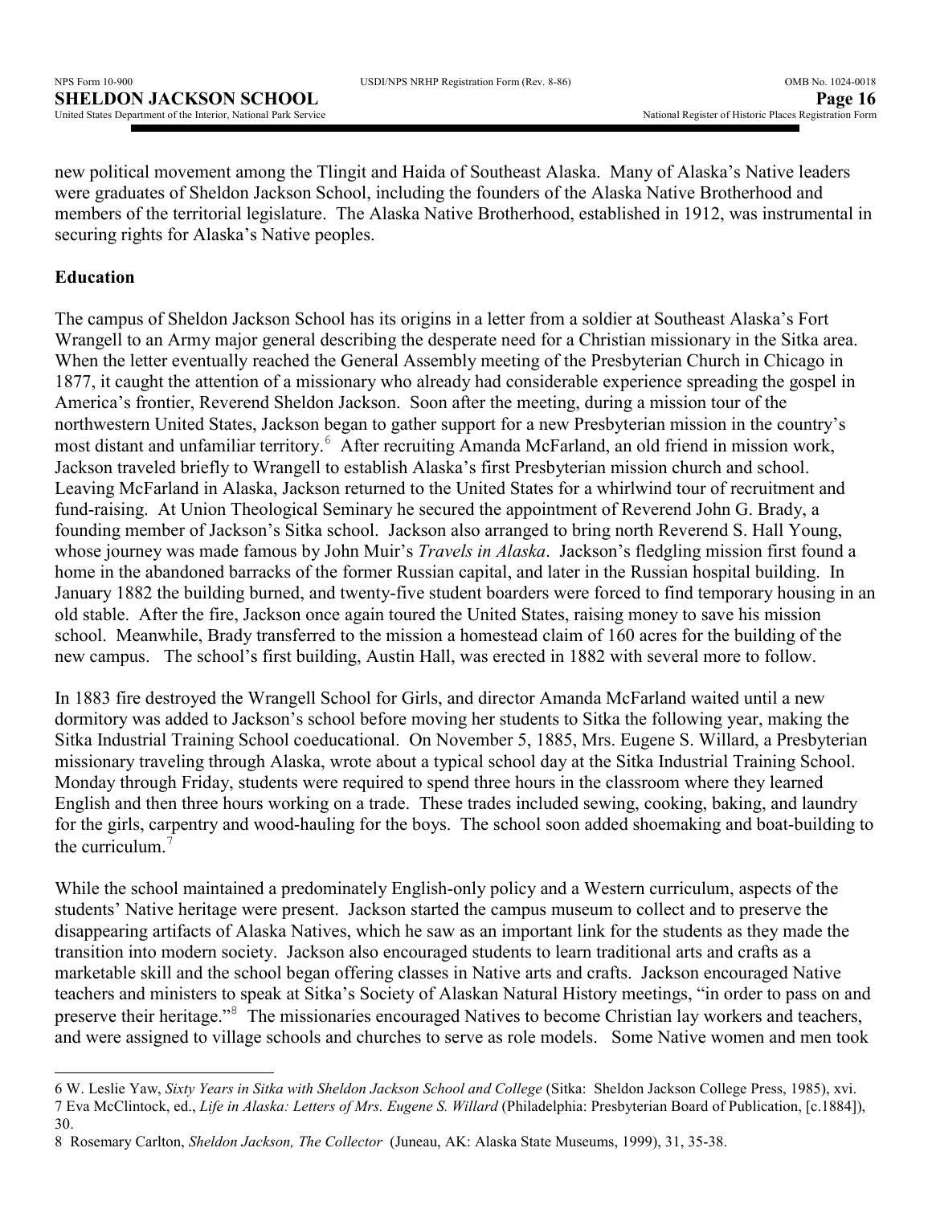new political movement among the Tlingit and Haida of Southeast Alaska. Many of Alaska's Native leaders were graduates of Sheldon Jackson School, including the founders of the Alaska Native Brotherhood and members of the territorial legislature. The Alaska Native Brotherhood, established in 1912, was instrumental in securing rights for Alaska's Native peoples.

### Education

The campus of Sheldon Jackson School has its origins in a letter from a soldier at Southeast Alaska's Fort Wrangell to an Army major general describing the desperate need for a Christian missionary in the Sitka area. When the letter eventually reached the General Assembly meeting of the Presbyterian Church in Chicago in 1877, it caught the attention of a missionary who already had considerable experience spreading the gospel in America's frontier, Reverend Sheldon Jackson. Soon after the meeting, during a mission tour of the northwestern United States, Jackson began to gather support for a new Presbyterian mission in the country's most distant and unfamiliar territory.[6] After recruiting Amanda McFarland, an old friend in mission work, Jackson traveled briefly to Wrangell to establish Alaska's first Presbyterian mission church and school. Leaving McFarland in Alaska, Jackson returned to the United States for a whirlwind tour of recruitment and fund-raising. At Union Theological Seminary he secured the appointment of Reverend John G. Brady, a founding member of Jackson's Sitka school. Jackson also arranged to bring north Reverend S. Hall Young, whose journey was made famous by John Muir's *Travels in Alaska*. Jackson's fledgling mission first found a home in the abandoned barracks of the former Russian capital, and later in the Russian hospital building. In January 1882 the building burned, and twenty-five student boarders were forced to find temporary housing in an old stable. After the fire, Jackson once again toured the United States, raising money to save his mission school. Meanwhile, Brady transferred to the mission a homestead claim of 160 acres for the building of the new campus. The school's first building, Austin Hall, was erected in 1882 with several more to follow.

In 1883 fire destroyed the Wrangell School for Girls, and director Amanda McFarland waited until a new dormitory was added to Jackson's school before moving her students to Sitka the following year, making the Sitka Industrial Training School coeducational. On November 5, 1885, Mrs. Eugene S. Willard, a Presbyterian missionary traveling through Alaska, wrote about a typical school day at the Sitka Industrial Training School. Monday through Friday, students were required to spend three hours in the classroom where they learned English and then three hours working on a trade. These trades included sewing, cooking, baking, and laundry for the girls, carpentry and wood-hauling for the boys. The school soon added shoemaking and boat-building to the curriculum.[7]

While the school maintained a predominately English-only policy and a Western curriculum, aspects of the students' Native heritage were present. Jackson started the campus museum to collect and to preserve the disappearing artifacts of Alaska Natives, which he saw as an important link for the students as they made the transition into modern society. Jackson also encouraged students to learn traditional arts and crafts as a marketable skill and the school began offering classes in Native arts and crafts. Jackson encouraged Native teachers and ministers to speak at Sitka's Society of Alaskan Natural History meetings, "in order to pass on and preserve their heritage."[8] The missionaries encouraged Natives to become Christian lay workers and teachers, and were assigned to village schools and churches to serve as role models. Some Native women and men took

---

6 W. Leslie Yaw, *Sixty Years in Sitka with Sheldon Jackson School and College* (Sitka: Sheldon Jackson College Press, 1985), xvi.

7 Eva McClintock, ed., *Life in Alaska: Letters of Mrs. Eugene S. Willard* (Philadelphia: Presbyterian Board of Publication, [c.1884]), 30.

8 Rosemary Carlton, *Sheldon Jackson, The Collector* (Juneau, AK: Alaska State Museums, 1999), 31, 35-38.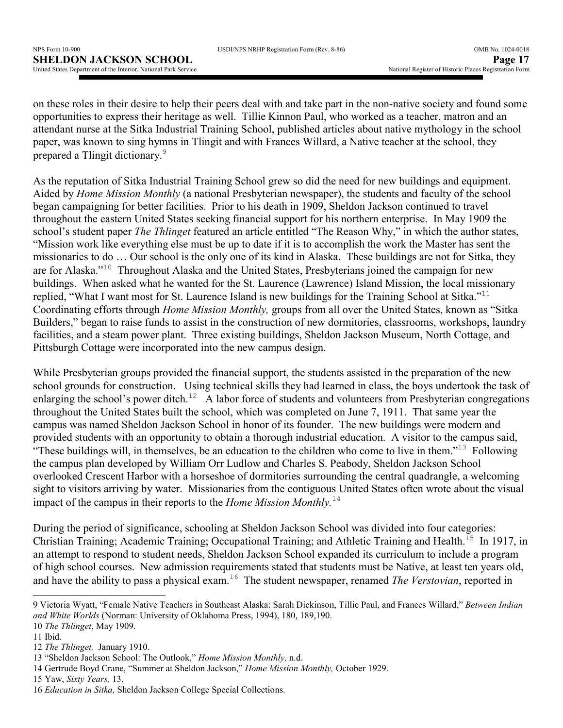on these roles in their desire to help their peers deal with and take part in the non-native society and found some opportunities to express their heritage as well. Tillie Kinnon Paul, who worked as a teacher, matron and an attendant nurse at the Sitka Industrial Training School, published articles about native mythology in the school paper, was known to sing hymns in Tlingit and with Frances Willard, a Native teacher at the school, they prepared a Tlingit dictionary.[9]

As the reputation of Sitka Industrial Training School grew so did the need for new buildings and equipment. Aided by *Home Mission Monthly* (a national Presbyterian newspaper), the students and faculty of the school began campaigning for better facilities. Prior to his death in 1909, Sheldon Jackson continued to travel throughout the eastern United States seeking financial support for his northern enterprise. In May 1909 the school's student paper *The Thlinget* featured an article entitled "The Reason Why," in which the author states, "Mission work like everything else must be up to date if it is to accomplish the work the Master has sent the missionaries to do … Our school is the only one of its kind in Alaska. These buildings are not for Sitka, they are for Alaska."[10] Throughout Alaska and the United States, Presbyterians joined the campaign for new buildings. When asked what he wanted for the St. Laurence (Lawrence) Island Mission, the local missionary replied, "What I want most for St. Laurence Island is new buildings for the Training School at Sitka."[11] Coordinating efforts through *Home Mission Monthly,* groups from all over the United States, known as "Sitka Builders," began to raise funds to assist in the construction of new dormitories, classrooms, workshops, laundry facilities, and a steam power plant. Three existing buildings, Sheldon Jackson Museum, North Cottage, and Pittsburgh Cottage were incorporated into the new campus design.

While Presbyterian groups provided the financial support, the students assisted in the preparation of the new school grounds for construction. Using technical skills they had learned in class, the boys undertook the task of enlarging the school's power ditch.[12] A labor force of students and volunteers from Presbyterian congregations throughout the United States built the school, which was completed on June 7, 1911. That same year the campus was named Sheldon Jackson School in honor of its founder. The new buildings were modern and provided students with an opportunity to obtain a thorough industrial education. A visitor to the campus said, "These buildings will, in themselves, be an education to the children who come to live in them."[13] Following the campus plan developed by William Orr Ludlow and Charles S. Peabody, Sheldon Jackson School overlooked Crescent Harbor with a horseshoe of dormitories surrounding the central quadrangle, a welcoming sight to visitors arriving by water. Missionaries from the contiguous United States often wrote about the visual impact of the campus in their reports to the *Home Mission Monthly.*[14]

During the period of significance, schooling at Sheldon Jackson School was divided into four categories: Christian Training; Academic Training; Occupational Training; and Athletic Training and Health.[15] In 1917, in an attempt to respond to student needs, Sheldon Jackson School expanded its curriculum to include a program of high school courses. New admission requirements stated that students must be Native, at least ten years old, and have the ability to pass a physical exam.[16] The student newspaper, renamed *The Verstovian*, reported in

---

9 Victoria Wyatt, "Female Native Teachers in Southeast Alaska: Sarah Dickinson, Tillie Paul, and Frances Willard," *Between Indian and White Worlds* (Norman: University of Oklahoma Press, 1994), 180, 189,190.

10 *The Thlinget*, May 1909.

11 Ibid.

12 *The Thlinget,* January 1910.

13 "Sheldon Jackson School: The Outlook," *Home Mission Monthly,* n.d.

14 Gertrude Boyd Crane, "Summer at Sheldon Jackson," *Home Mission Monthly,* October 1929.

15 Yaw, *Sixty Years,* 13.

16 *Education in Sitka,* Sheldon Jackson College Special Collections.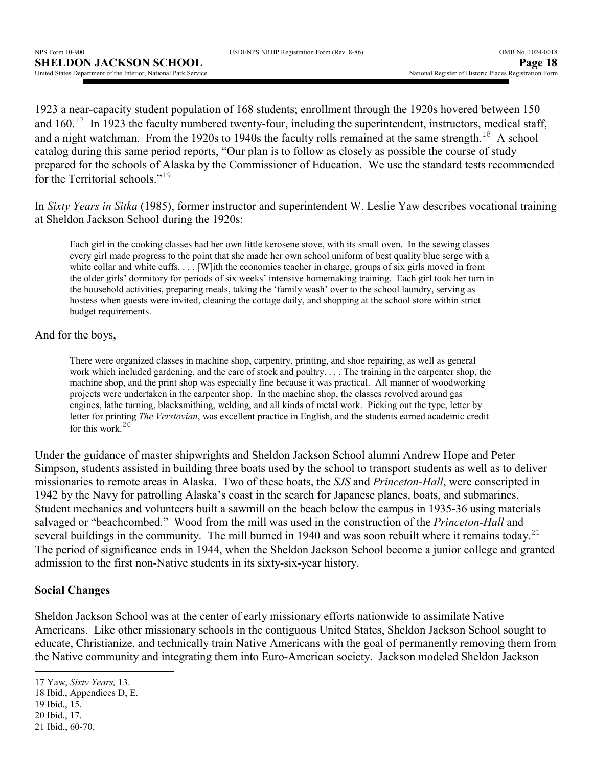1923 a near-capacity student population of 168 students; enrollment through the 1920s hovered between 150 and 160.[17] In 1923 the faculty numbered twenty-four, including the superintendent, instructors, medical staff, and a night watchman. From the 1920s to 1940s the faculty rolls remained at the same strength.[18] A school catalog during this same period reports, "Our plan is to follow as closely as possible the course of study prepared for the schools of Alaska by the Commissioner of Education. We use the standard tests recommended for the Territorial schools."[19]

In *Sixty Years in Sitka* (1985), former instructor and superintendent W. Leslie Yaw describes vocational training at Sheldon Jackson School during the 1920s:

> Each girl in the cooking classes had her own little kerosene stove, with its small oven. In the sewing classes every girl made progress to the point that she made her own school uniform of best quality blue serge with a white collar and white cuffs. . . . [W]ith the economics teacher in charge, groups of six girls moved in from the older girls' dormitory for periods of six weeks' intensive homemaking training. Each girl took her turn in the household activities, preparing meals, taking the 'family wash' over to the school laundry, serving as hostess when guests were invited, cleaning the cottage daily, and shopping at the school store within strict budget requirements.

And for the boys,

> There were organized classes in machine shop, carpentry, printing, and shoe repairing, as well as general work which included gardening, and the care of stock and poultry. . . . The training in the carpenter shop, the machine shop, and the print shop was especially fine because it was practical. All manner of woodworking projects were undertaken in the carpenter shop. In the machine shop, the classes revolved around gas engines, lathe turning, blacksmithing, welding, and all kinds of metal work. Picking out the type, letter by letter for printing *The Verstovian*, was excellent practice in English, and the students earned academic credit for this work.[20]

Under the guidance of master shipwrights and Sheldon Jackson School alumni Andrew Hope and Peter Simpson, students assisted in building three boats used by the school to transport students as well as to deliver missionaries to remote areas in Alaska. Two of these boats, the *SJS* and *Princeton-Hall*, were conscripted in 1942 by the Navy for patrolling Alaska's coast in the search for Japanese planes, boats, and submarines. Student mechanics and volunteers built a sawmill on the beach below the campus in 1935-36 using materials salvaged or "beachcombed." Wood from the mill was used in the construction of the *Princeton-Hall* and several buildings in the community. The mill burned in 1940 and was soon rebuilt where it remains today.[21] The period of significance ends in 1944, when the Sheldon Jackson School become a junior college and granted admission to the first non-Native students in its sixty-six-year history.

**Social Changes**

Sheldon Jackson School was at the center of early missionary efforts nationwide to assimilate Native Americans. Like other missionary schools in the contiguous United States, Sheldon Jackson School sought to educate, Christianize, and technically train Native Americans with the goal of permanently removing them from the Native community and integrating them into Euro-American society. Jackson modeled Sheldon Jackson

---

17 Yaw, *Sixty Years,* 13.

18 Ibid., Appendices D, E.

19 Ibid., 15.

20 Ibid., 17.

21 Ibid., 60-70.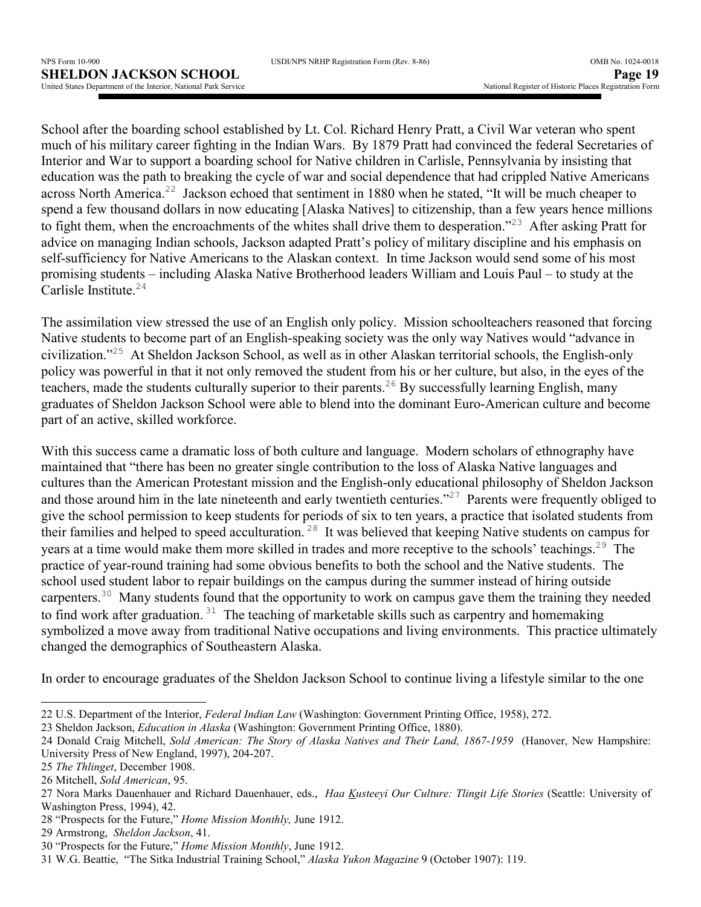School after the boarding school established by Lt. Col. Richard Henry Pratt, a Civil War veteran who spent much of his military career fighting in the Indian Wars. By 1879 Pratt had convinced the federal Secretaries of Interior and War to support a boarding school for Native children in Carlisle, Pennsylvania by insisting that education was the path to breaking the cycle of war and social dependence that had crippled Native Americans across North America.[22] Jackson echoed that sentiment in 1880 when he stated, "It will be much cheaper to spend a few thousand dollars in now educating [Alaska Natives] to citizenship, than a few years hence millions to fight them, when the encroachments of the whites shall drive them to desperation."[23] After asking Pratt for advice on managing Indian schools, Jackson adapted Pratt's policy of military discipline and his emphasis on self-sufficiency for Native Americans to the Alaskan context. In time Jackson would send some of his most promising students – including Alaska Native Brotherhood leaders William and Louis Paul – to study at the Carlisle Institute.[24]

The assimilation view stressed the use of an English only policy. Mission schoolteachers reasoned that forcing Native students to become part of an English-speaking society was the only way Natives would "advance in civilization."[25] At Sheldon Jackson School, as well as in other Alaskan territorial schools, the English-only policy was powerful in that it not only removed the student from his or her culture, but also, in the eyes of the teachers, made the students culturally superior to their parents.[26] By successfully learning English, many graduates of Sheldon Jackson School were able to blend into the dominant Euro-American culture and become part of an active, skilled workforce.

With this success came a dramatic loss of both culture and language. Modern scholars of ethnography have maintained that "there has been no greater single contribution to the loss of Alaska Native languages and cultures than the American Protestant mission and the English-only educational philosophy of Sheldon Jackson and those around him in the late nineteenth and early twentieth centuries."[27] Parents were frequently obliged to give the school permission to keep students for periods of six to ten years, a practice that isolated students from their families and helped to speed acculturation.[28] It was believed that keeping Native students on campus for years at a time would make them more skilled in trades and more receptive to the schools' teachings.[29] The practice of year-round training had some obvious benefits to both the school and the Native students. The school used student labor to repair buildings on the campus during the summer instead of hiring outside carpenters.[30] Many students found that the opportunity to work on campus gave them the training they needed to find work after graduation.[31] The teaching of marketable skills such as carpentry and homemaking symbolized a move away from traditional Native occupations and living environments. This practice ultimately changed the demographics of Southeastern Alaska.

In order to encourage graduates of the Sheldon Jackson School to continue living a lifestyle similar to the one

---

22 U.S. Department of the Interior, *Federal Indian Law* (Washington: Government Printing Office, 1958), 272.

23 Sheldon Jackson, *Education in Alaska* (Washington: Government Printing Office, 1880).

24 Donald Craig Mitchell, *Sold American: The Story of Alaska Natives and Their Land, 1867-1959* (Hanover, New Hampshire: University Press of New England, 1997), 204-207.

25 *The Thlinget*, December 1908.

26 Mitchell, *Sold American*, 95.

27 Nora Marks Dauenhauer and Richard Dauenhauer, eds., *Haa Kusteeyi Our Culture: Tlingit Life Stories* (Seattle: University of Washington Press, 1994), 42.

28 "Prospects for the Future," *Home Mission Monthly,* June 1912.

29 Armstrong, *Sheldon Jackson*, 41.

30 "Prospects for the Future," *Home Mission Monthly*, June 1912.

31 W.G. Beattie, "The Sitka Industrial Training School," *Alaska Yukon Magazine* 9 (October 1907): 119.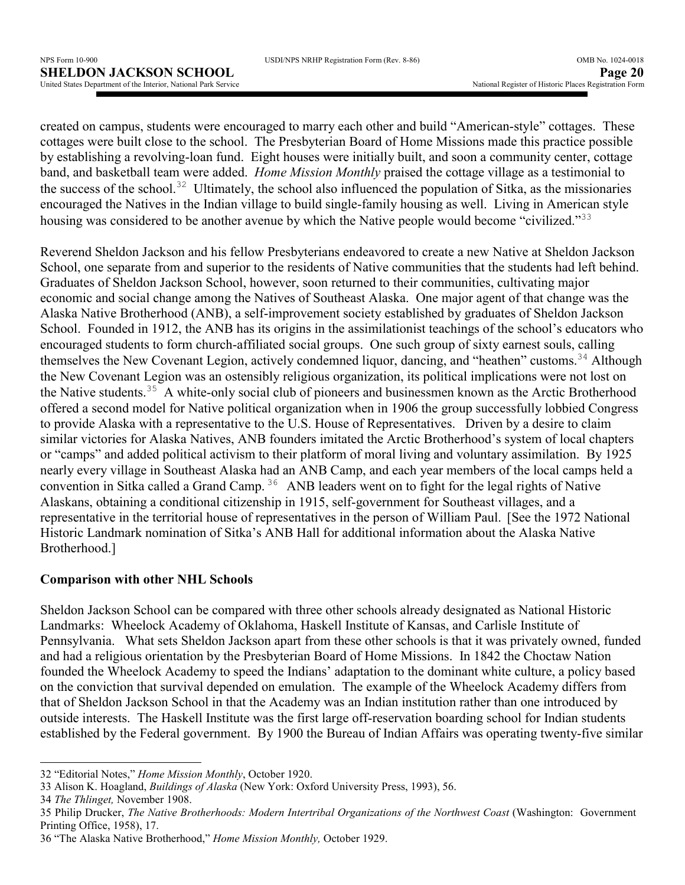created on campus, students were encouraged to marry each other and build "American-style" cottages. These cottages were built close to the school. The Presbyterian Board of Home Missions made this practice possible by establishing a revolving-loan fund. Eight houses were initially built, and soon a community center, cottage band, and basketball team were added. *Home Mission Monthly* praised the cottage village as a testimonial to the success of the school.[32] Ultimately, the school also influenced the population of Sitka, as the missionaries encouraged the Natives in the Indian village to build single-family housing as well. Living in American style housing was considered to be another avenue by which the Native people would become "civilized."[33]

Reverend Sheldon Jackson and his fellow Presbyterians endeavored to create a new Native at Sheldon Jackson School, one separate from and superior to the residents of Native communities that the students had left behind. Graduates of Sheldon Jackson School, however, soon returned to their communities, cultivating major economic and social change among the Natives of Southeast Alaska. One major agent of that change was the Alaska Native Brotherhood (ANB), a self-improvement society established by graduates of Sheldon Jackson School. Founded in 1912, the ANB has its origins in the assimilationist teachings of the school's educators who encouraged students to form church-affiliated social groups. One such group of sixty earnest souls, calling themselves the New Covenant Legion, actively condemned liquor, dancing, and "heathen" customs.[34] Although the New Covenant Legion was an ostensibly religious organization, its political implications were not lost on the Native students.[35] A white-only social club of pioneers and businessmen known as the Arctic Brotherhood offered a second model for Native political organization when in 1906 the group successfully lobbied Congress to provide Alaska with a representative to the U.S. House of Representatives. Driven by a desire to claim similar victories for Alaska Natives, ANB founders imitated the Arctic Brotherhood's system of local chapters or "camps" and added political activism to their platform of moral living and voluntary assimilation. By 1925 nearly every village in Southeast Alaska had an ANB Camp, and each year members of the local camps held a convention in Sitka called a Grand Camp.[36] ANB leaders went on to fight for the legal rights of Native Alaskans, obtaining a conditional citizenship in 1915, self-government for Southeast villages, and a representative in the territorial house of representatives in the person of William Paul. [See the 1972 National Historic Landmark nomination of Sitka's ANB Hall for additional information about the Alaska Native Brotherhood.]

**Comparison with other NHL Schools**

Sheldon Jackson School can be compared with three other schools already designated as National Historic Landmarks: Wheelock Academy of Oklahoma, Haskell Institute of Kansas, and Carlisle Institute of Pennsylvania. What sets Sheldon Jackson apart from these other schools is that it was privately owned, funded and had a religious orientation by the Presbyterian Board of Home Missions. In 1842 the Choctaw Nation founded the Wheelock Academy to speed the Indians' adaptation to the dominant white culture, a policy based on the conviction that survival depended on emulation. The example of the Wheelock Academy differs from that of Sheldon Jackson School in that the Academy was an Indian institution rather than one introduced by outside interests. The Haskell Institute was the first large off-reservation boarding school for Indian students established by the Federal government. By 1900 the Bureau of Indian Affairs was operating twenty-five similar

---

32 "Editorial Notes," *Home Mission Monthly*, October 1920.

33 Alison K. Hoagland, *Buildings of Alaska* (New York: Oxford University Press, 1993), 56.

34 *The Thlinget,* November 1908.

35 Philip Drucker, *The Native Brotherhoods: Modern Intertribal Organizations of the Northwest Coast* (Washington: Government Printing Office, 1958), 17.

36 "The Alaska Native Brotherhood," *Home Mission Monthly,* October 1929.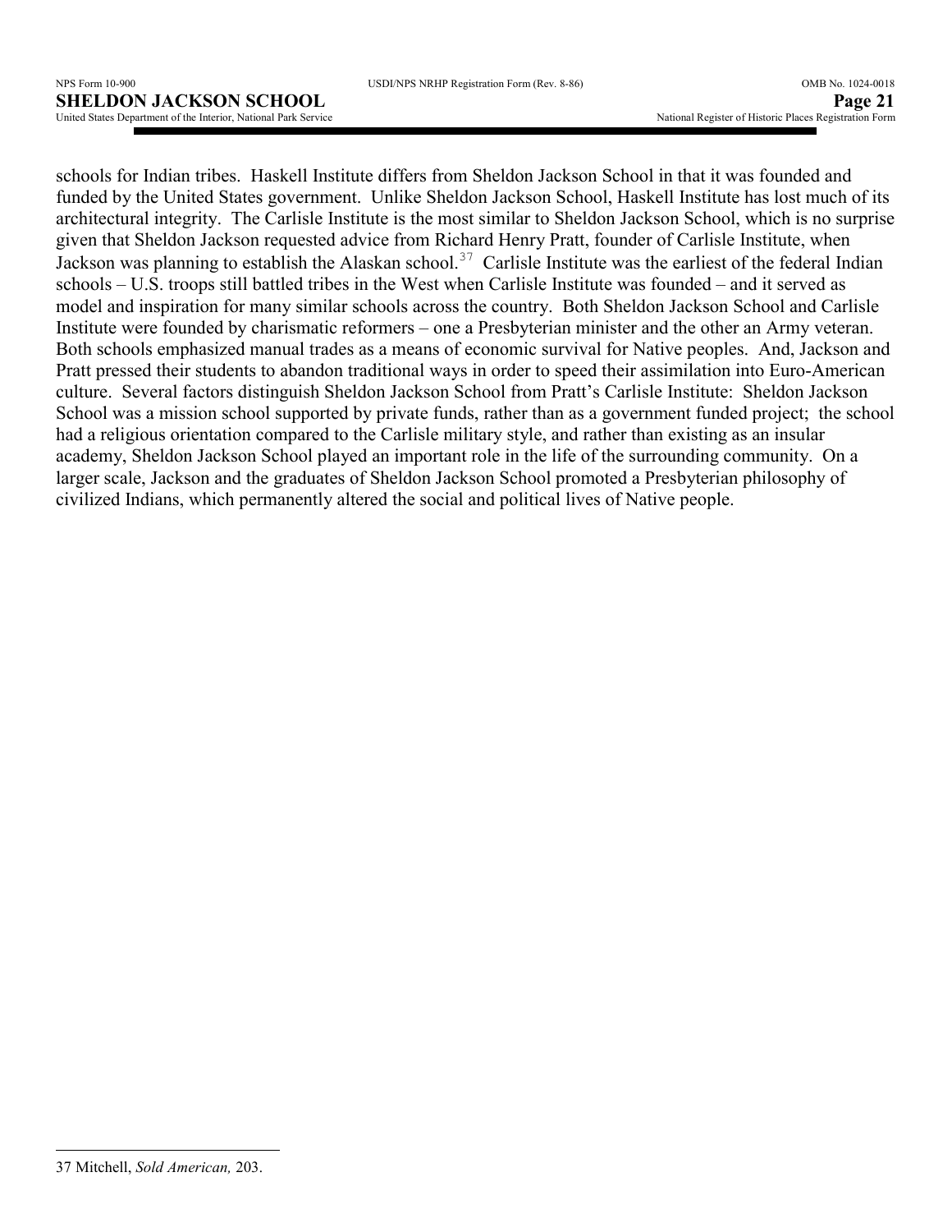schools for Indian tribes. Haskell Institute differs from Sheldon Jackson School in that it was founded and funded by the United States government. Unlike Sheldon Jackson School, Haskell Institute has lost much of its architectural integrity. The Carlisle Institute is the most similar to Sheldon Jackson School, which is no surprise given that Sheldon Jackson requested advice from Richard Henry Pratt, founder of Carlisle Institute, when Jackson was planning to establish the Alaskan school.[37] Carlisle Institute was the earliest of the federal Indian schools – U.S. troops still battled tribes in the West when Carlisle Institute was founded – and it served as model and inspiration for many similar schools across the country. Both Sheldon Jackson School and Carlisle Institute were founded by charismatic reformers – one a Presbyterian minister and the other an Army veteran. Both schools emphasized manual trades as a means of economic survival for Native peoples. And, Jackson and Pratt pressed their students to abandon traditional ways in order to speed their assimilation into Euro-American culture. Several factors distinguish Sheldon Jackson School from Pratt's Carlisle Institute: Sheldon Jackson School was a mission school supported by private funds, rather than as a government funded project; the school had a religious orientation compared to the Carlisle military style, and rather than existing as an insular academy, Sheldon Jackson School played an important role in the life of the surrounding community. On a larger scale, Jackson and the graduates of Sheldon Jackson School promoted a Presbyterian philosophy of civilized Indians, which permanently altered the social and political lives of Native people.

---

37 Mitchell, *Sold American,* 203.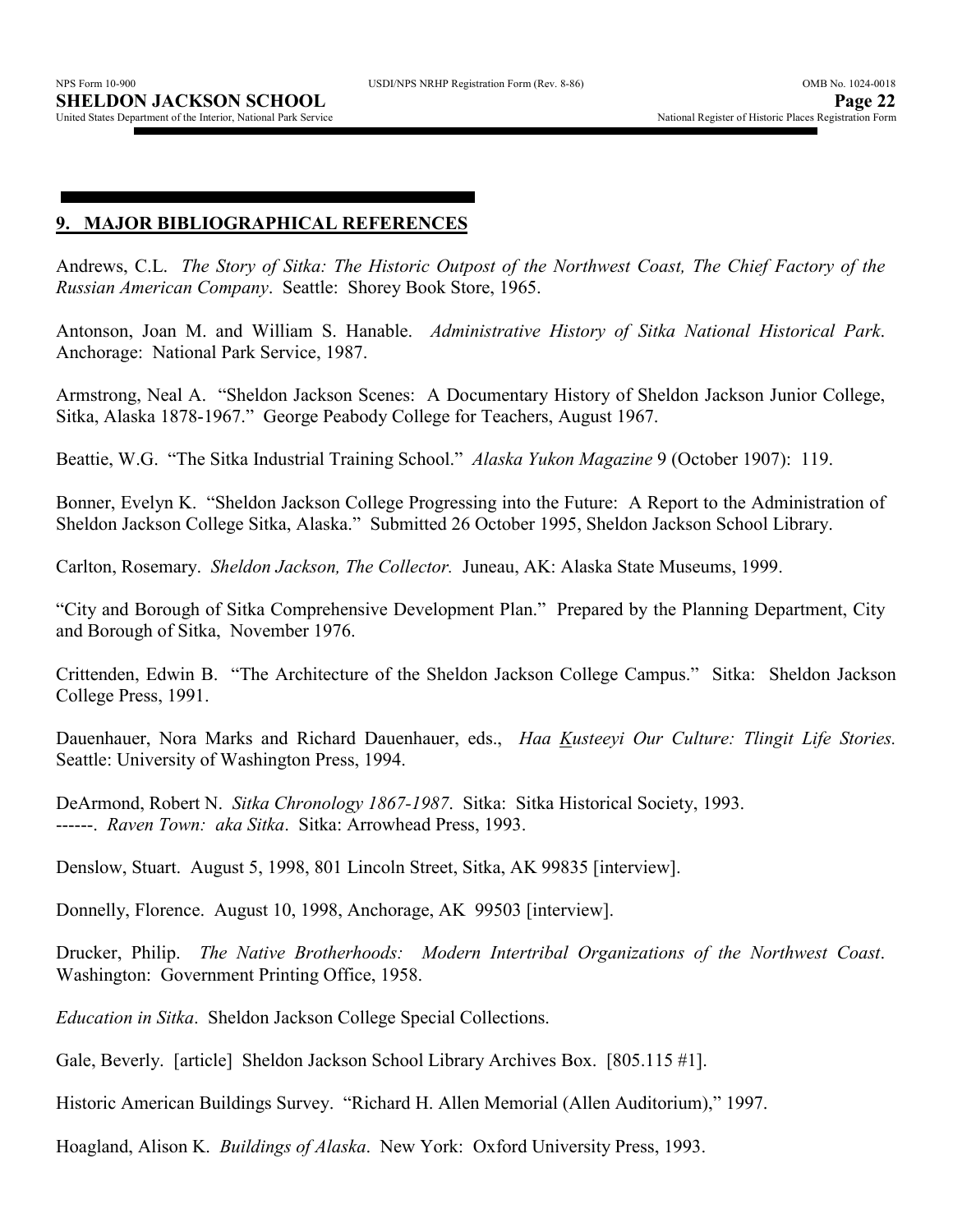## 9. MAJOR BIBLIOGRAPHICAL REFERENCES

Andrews, C.L. *The Story of Sitka: The Historic Outpost of the Northwest Coast, The Chief Factory of the Russian American Company*. Seattle: Shorey Book Store, 1965.

Antonson, Joan M. and William S. Hanable. *Administrative History of Sitka National Historical Park*. Anchorage: National Park Service, 1987.

Armstrong, Neal A. "Sheldon Jackson Scenes: A Documentary History of Sheldon Jackson Junior College, Sitka, Alaska 1878-1967." George Peabody College for Teachers, August 1967.

Beattie, W.G. "The Sitka Industrial Training School." *Alaska Yukon Magazine* 9 (October 1907): 119.

Bonner, Evelyn K. "Sheldon Jackson College Progressing into the Future: A Report to the Administration of Sheldon Jackson College Sitka, Alaska." Submitted 26 October 1995, Sheldon Jackson School Library.

Carlton, Rosemary. *Sheldon Jackson, The Collector.* Juneau, AK: Alaska State Museums, 1999.

"City and Borough of Sitka Comprehensive Development Plan." Prepared by the Planning Department, City and Borough of Sitka, November 1976.

Crittenden, Edwin B. "The Architecture of the Sheldon Jackson College Campus." Sitka: Sheldon Jackson College Press, 1991.

Dauenhauer, Nora Marks and Richard Dauenhauer, eds., *Haa Kusteeyi Our Culture: Tlingit Life Stories.* Seattle: University of Washington Press, 1994.

DeArmond, Robert N. *Sitka Chronology 1867-1987*. Sitka: Sitka Historical Society, 1993.
------. *Raven Town: aka Sitka*. Sitka: Arrowhead Press, 1993.

Denslow, Stuart. August 5, 1998, 801 Lincoln Street, Sitka, AK 99835 [interview].

Donnelly, Florence. August 10, 1998, Anchorage, AK 99503 [interview].

Drucker, Philip. *The Native Brotherhoods: Modern Intertribal Organizations of the Northwest Coast*. Washington: Government Printing Office, 1958.

*Education in Sitka*. Sheldon Jackson College Special Collections.

Gale, Beverly. [article] Sheldon Jackson School Library Archives Box. [805.115 #1].

Historic American Buildings Survey. "Richard H. Allen Memorial (Allen Auditorium)," 1997.

Hoagland, Alison K. *Buildings of Alaska*. New York: Oxford University Press, 1993.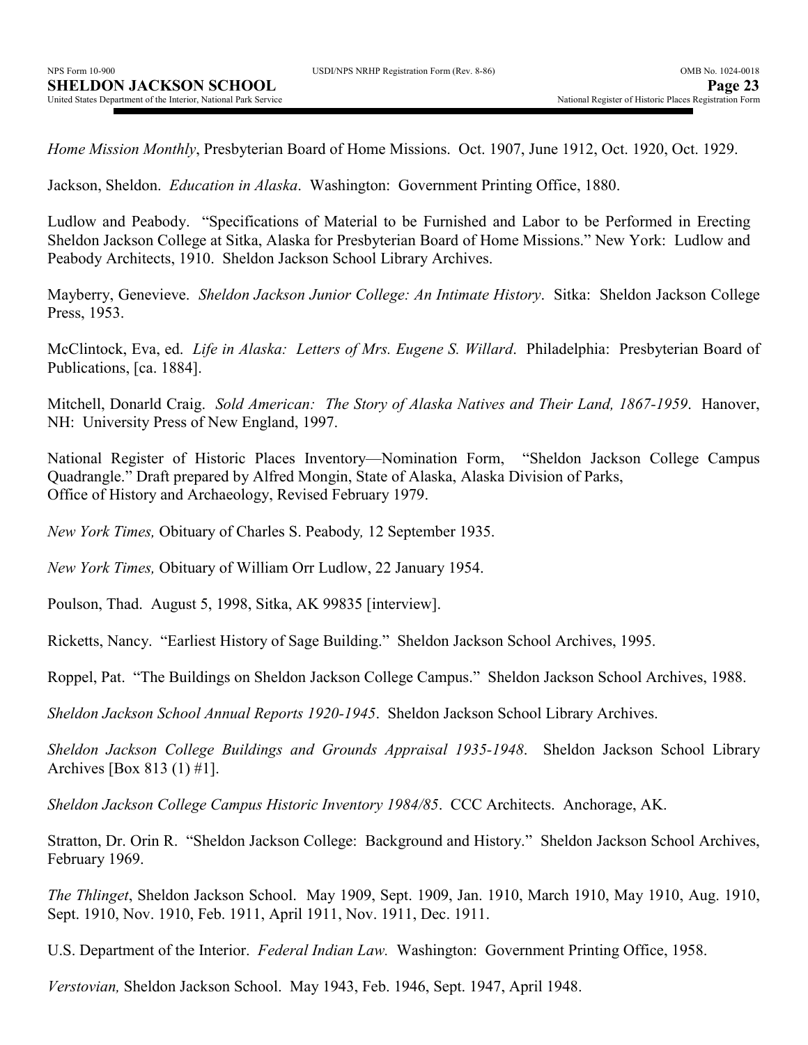*Home Mission Monthly*, Presbyterian Board of Home Missions. Oct. 1907, June 1912, Oct. 1920, Oct. 1929.

Jackson, Sheldon. *Education in Alaska*. Washington: Government Printing Office, 1880.

Ludlow and Peabody. "Specifications of Material to be Furnished and Labor to be Performed in Erecting Sheldon Jackson College at Sitka, Alaska for Presbyterian Board of Home Missions." New York: Ludlow and Peabody Architects, 1910. Sheldon Jackson School Library Archives.

Mayberry, Genevieve. *Sheldon Jackson Junior College: An Intimate History*. Sitka: Sheldon Jackson College Press, 1953.

McClintock, Eva, ed. *Life in Alaska: Letters of Mrs. Eugene S. Willard*. Philadelphia: Presbyterian Board of Publications, [ca. 1884].

Mitchell, Donarld Craig. *Sold American: The Story of Alaska Natives and Their Land, 1867-1959*. Hanover, NH: University Press of New England, 1997.

National Register of Historic Places Inventory—Nomination Form, "Sheldon Jackson College Campus Quadrangle." Draft prepared by Alfred Mongin, State of Alaska, Alaska Division of Parks, Office of History and Archaeology, Revised February 1979.

*New York Times,* Obituary of Charles S. Peabody*,* 12 September 1935.

*New York Times,* Obituary of William Orr Ludlow, 22 January 1954.

Poulson, Thad. August 5, 1998, Sitka, AK 99835 [interview].

Ricketts, Nancy. "Earliest History of Sage Building." Sheldon Jackson School Archives, 1995.

Roppel, Pat. "The Buildings on Sheldon Jackson College Campus." Sheldon Jackson School Archives, 1988.

*Sheldon Jackson School Annual Reports 1920-1945*. Sheldon Jackson School Library Archives.

*Sheldon Jackson College Buildings and Grounds Appraisal 1935-1948*. Sheldon Jackson School Library Archives [Box 813 (1) #1].

*Sheldon Jackson College Campus Historic Inventory 1984/85*. CCC Architects. Anchorage, AK.

Stratton, Dr. Orin R. "Sheldon Jackson College: Background and History." Sheldon Jackson School Archives, February 1969.

*The Thlinget*, Sheldon Jackson School. May 1909, Sept. 1909, Jan. 1910, March 1910, May 1910, Aug. 1910, Sept. 1910, Nov. 1910, Feb. 1911, April 1911, Nov. 1911, Dec. 1911.

U.S. Department of the Interior. *Federal Indian Law.* Washington: Government Printing Office, 1958.

*Verstovian,* Sheldon Jackson School. May 1943, Feb. 1946, Sept. 1947, April 1948.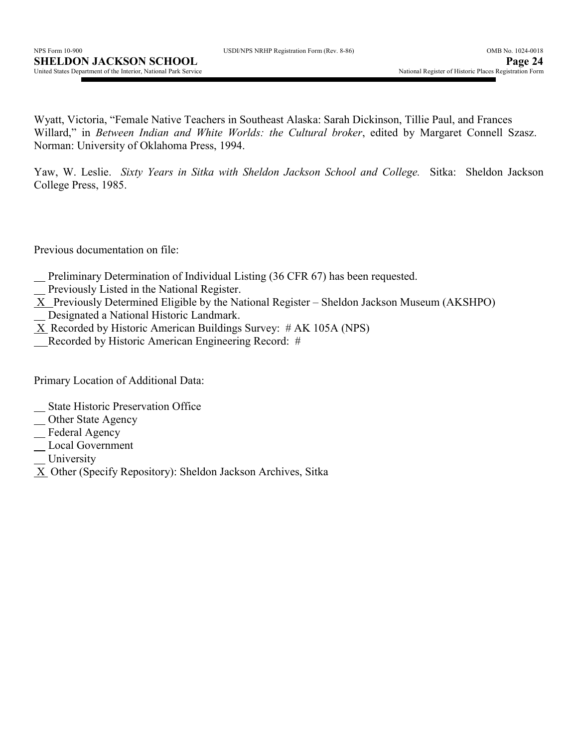Wyatt, Victoria, "Female Native Teachers in Southeast Alaska: Sarah Dickinson, Tillie Paul, and Frances Willard," in *Between Indian and White Worlds: the Cultural broker*, edited by Margaret Connell Szasz. Norman: University of Oklahoma Press, 1994.

Yaw, W. Leslie. *Sixty Years in Sitka with Sheldon Jackson School and College.* Sitka: Sheldon Jackson College Press, 1985.

Previous documentation on file:

__ Preliminary Determination of Individual Listing (36 CFR 67) has been requested.
__ Previously Listed in the National Register.
_X_ Previously Determined Eligible by the National Register – Sheldon Jackson Museum (AKSHPO)
__ Designated a National Historic Landmark.
_X_ Recorded by Historic American Buildings Survey: # AK 105A (NPS)
__ Recorded by Historic American Engineering Record: #

Primary Location of Additional Data:

__ State Historic Preservation Office
__ Other State Agency
__ Federal Agency
__ Local Government
__ University
_X_ Other (Specify Repository): Sheldon Jackson Archives, Sitka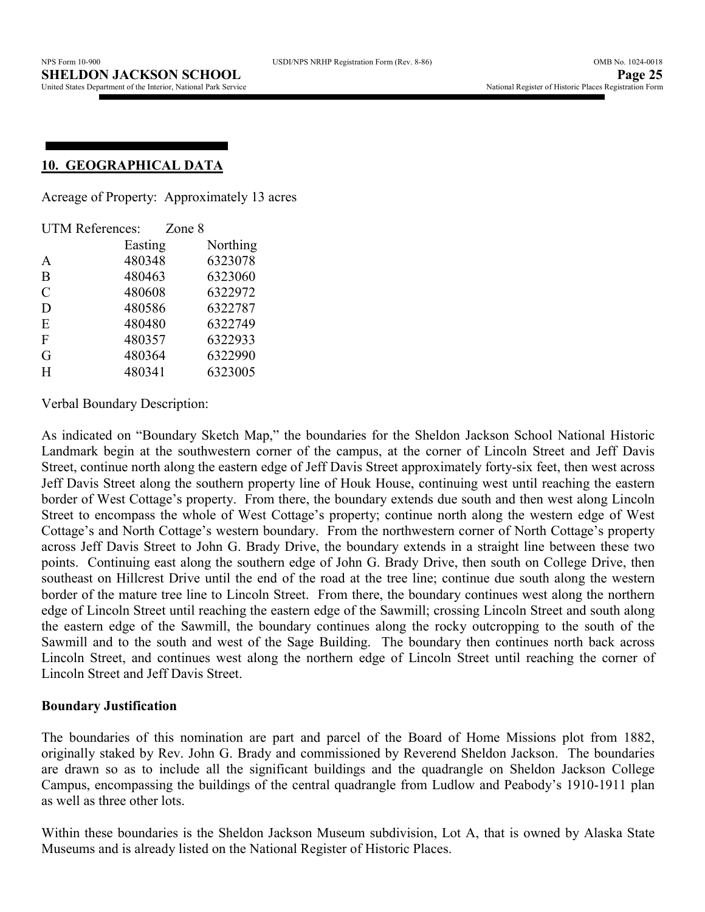## 10. GEOGRAPHICAL DATA

Acreage of Property: Approximately 13 acres

UTM References: Zone 8

| | Easting | Northing |
|---|---|---|
| A | 480348 | 6323078 |
| B | 480463 | 6323060 |
| C | 480608 | 6322972 |
| D | 480586 | 6322787 |
| E | 480480 | 6322749 |
| F | 480357 | 6322933 |
| G | 480364 | 6322990 |
| H | 480341 | 6323005 |

Verbal Boundary Description:

As indicated on "Boundary Sketch Map," the boundaries for the Sheldon Jackson School National Historic Landmark begin at the southwestern corner of the campus, at the corner of Lincoln Street and Jeff Davis Street, continue north along the eastern edge of Jeff Davis Street approximately forty-six feet, then west across Jeff Davis Street along the southern property line of Houk House, continuing west until reaching the eastern border of West Cottage's property. From there, the boundary extends due south and then west along Lincoln Street to encompass the whole of West Cottage's property; continue north along the western edge of West Cottage's and North Cottage's western boundary. From the northwestern corner of North Cottage's property across Jeff Davis Street to John G. Brady Drive, the boundary extends in a straight line between these two points. Continuing east along the southern edge of John G. Brady Drive, then south on College Drive, then southeast on Hillcrest Drive until the end of the road at the tree line; continue due south along the western border of the mature tree line to Lincoln Street. From there, the boundary continues west along the northern edge of Lincoln Street until reaching the eastern edge of the Sawmill; crossing Lincoln Street and south along the eastern edge of the Sawmill, the boundary continues along the rocky outcropping to the south of the Sawmill and to the south and west of the Sage Building. The boundary then continues north back across Lincoln Street, and continues west along the northern edge of Lincoln Street until reaching the corner of Lincoln Street and Jeff Davis Street.

**Boundary Justification**

The boundaries of this nomination are part and parcel of the Board of Home Missions plot from 1882, originally staked by Rev. John G. Brady and commissioned by Reverend Sheldon Jackson. The boundaries are drawn so as to include all the significant buildings and the quadrangle on Sheldon Jackson College Campus, encompassing the buildings of the central quadrangle from Ludlow and Peabody's 1910-1911 plan as well as three other lots.

Within these boundaries is the Sheldon Jackson Museum subdivision, Lot A, that is owned by Alaska State Museums and is already listed on the National Register of Historic Places.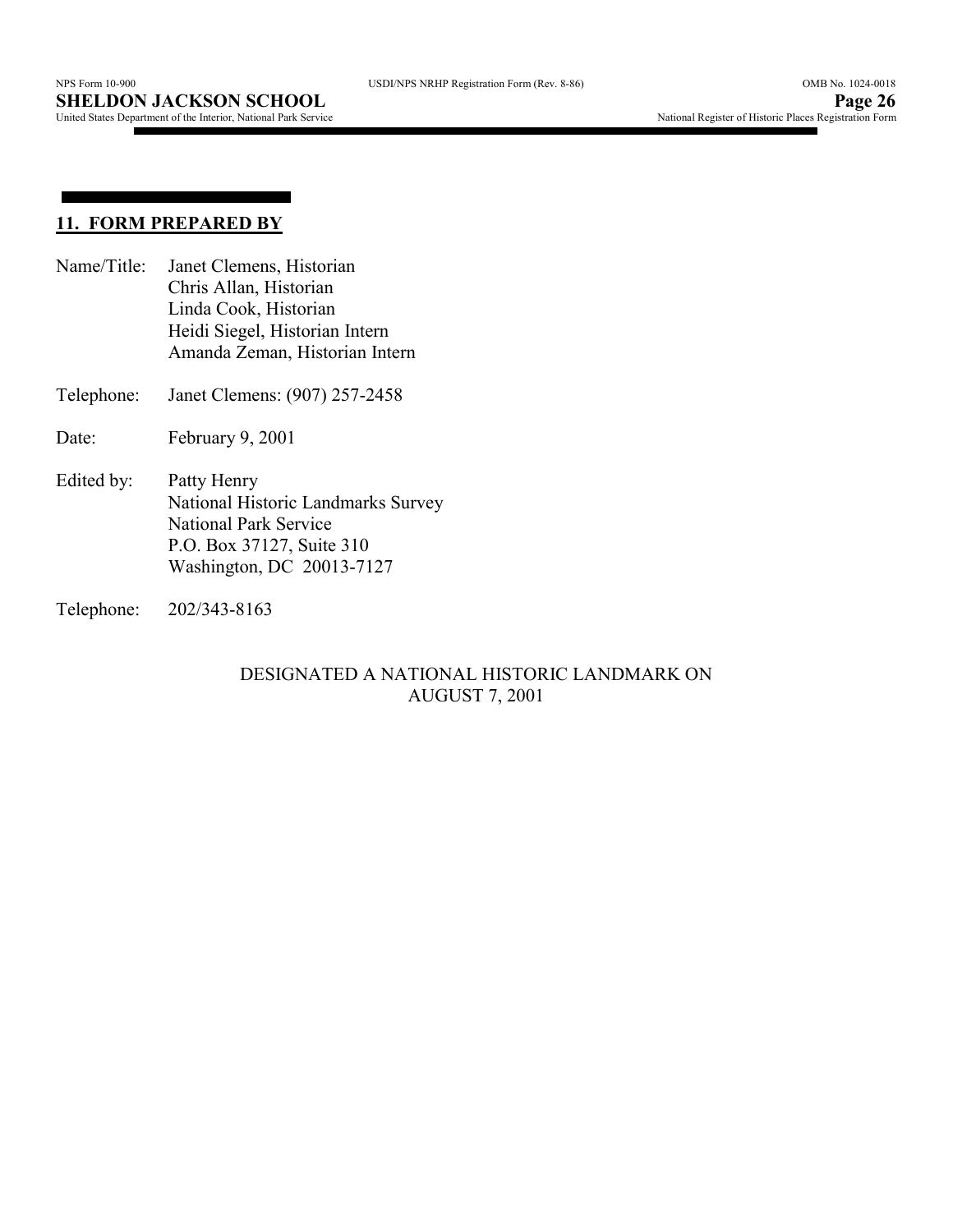## 11. FORM PREPARED BY

Name/Title: Janet Clemens, Historian
Chris Allan, Historian
Linda Cook, Historian
Heidi Siegel, Historian Intern
Amanda Zeman, Historian Intern

Telephone: Janet Clemens: (907) 257-2458

Date: February 9, 2001

Edited by: Patty Henry
National Historic Landmarks Survey
National Park Service
P.O. Box 37127, Suite 310
Washington, DC 20013-7127

Telephone: 202/343-8163

DESIGNATED A NATIONAL HISTORIC LANDMARK ON
AUGUST 7, 2001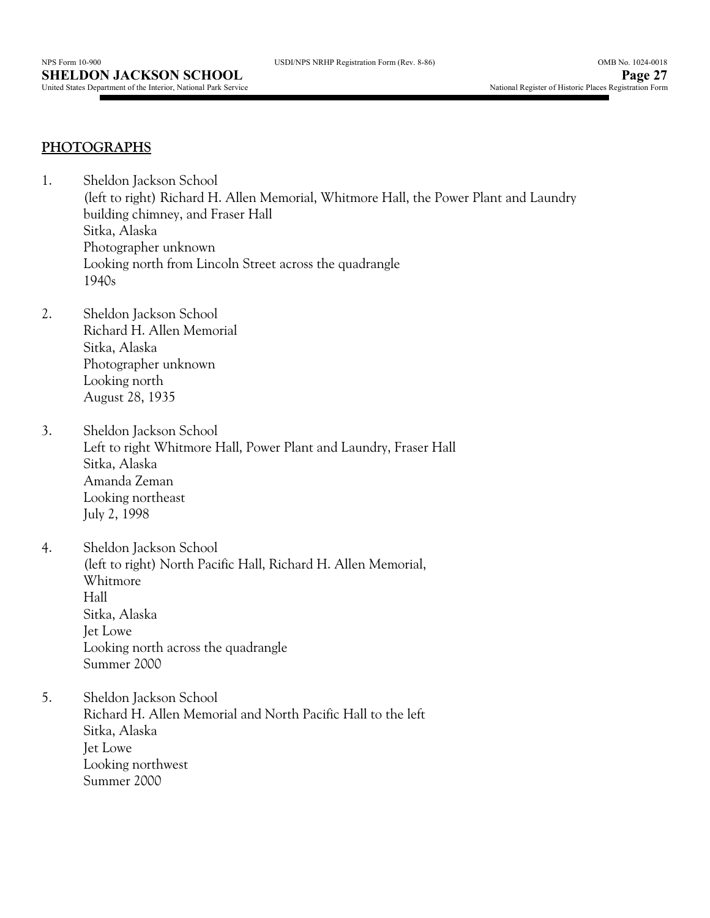## PHOTOGRAPHS

1. Sheldon Jackson School
   (left to right) Richard H. Allen Memorial, Whitmore Hall, the Power Plant and Laundry building chimney, and Fraser Hall
   Sitka, Alaska
   Photographer unknown
   Looking north from Lincoln Street across the quadrangle
   1940s

2. Sheldon Jackson School
   Richard H. Allen Memorial
   Sitka, Alaska
   Photographer unknown
   Looking north
   August 28, 1935

3. Sheldon Jackson School
   Left to right Whitmore Hall, Power Plant and Laundry, Fraser Hall
   Sitka, Alaska
   Amanda Zeman
   Looking northeast
   July 2, 1998

4. Sheldon Jackson School
   (left to right) North Pacific Hall, Richard H. Allen Memorial,
   Whitmore
   Hall
   Sitka, Alaska
   Jet Lowe
   Looking north across the quadrangle
   Summer 2000

5. Sheldon Jackson School
   Richard H. Allen Memorial and North Pacific Hall to the left
   Sitka, Alaska
   Jet Lowe
   Looking northwest
   Summer 2000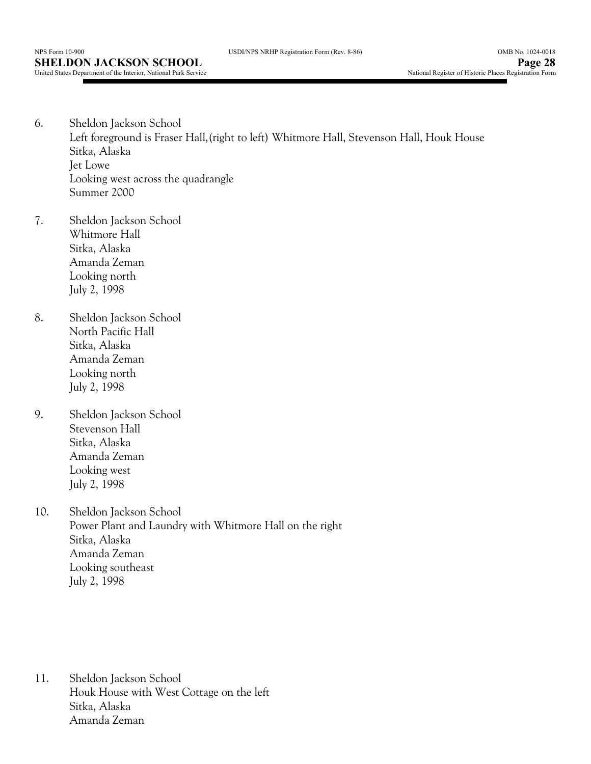6. Sheldon Jackson School
   Left foreground is Fraser Hall,(right to left) Whitmore Hall, Stevenson Hall, Houk House
   Sitka, Alaska
   Jet Lowe
   Looking west across the quadrangle
   Summer 2000

7. Sheldon Jackson School
   Whitmore Hall
   Sitka, Alaska
   Amanda Zeman
   Looking north
   July 2, 1998

8. Sheldon Jackson School
   North Pacific Hall
   Sitka, Alaska
   Amanda Zeman
   Looking north
   July 2, 1998

9. Sheldon Jackson School
   Stevenson Hall
   Sitka, Alaska
   Amanda Zeman
   Looking west
   July 2, 1998

10. Sheldon Jackson School
    Power Plant and Laundry with Whitmore Hall on the right
    Sitka, Alaska
    Amanda Zeman
    Looking southeast
    July 2, 1998

11. Sheldon Jackson School
    Houk House with West Cottage on the left
    Sitka, Alaska
    Amanda Zeman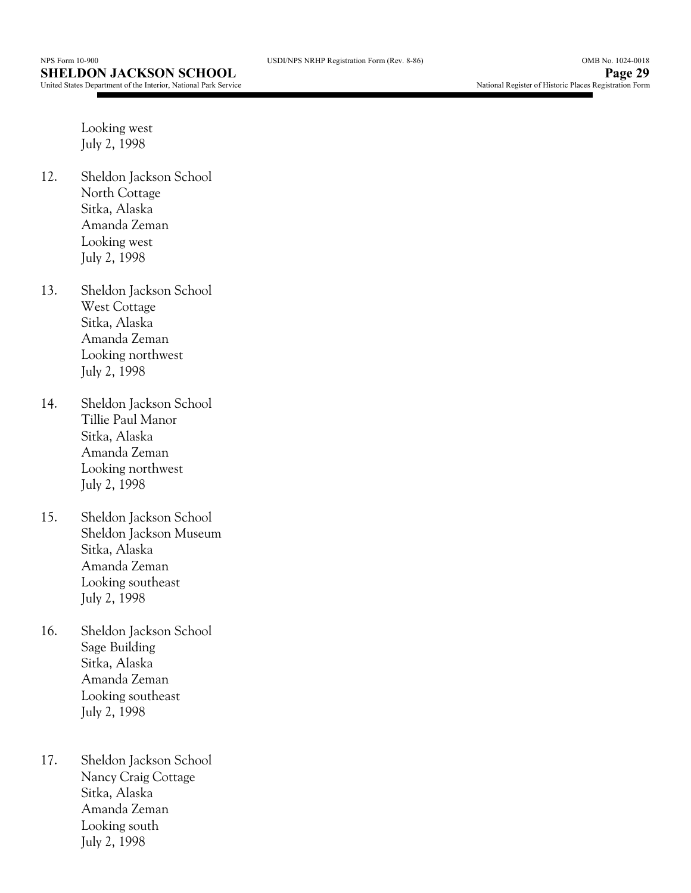Looking west
July 2, 1998

12. Sheldon Jackson School
    North Cottage
    Sitka, Alaska
    Amanda Zeman
    Looking west
    July 2, 1998

13. Sheldon Jackson School
    West Cottage
    Sitka, Alaska
    Amanda Zeman
    Looking northwest
    July 2, 1998

14. Sheldon Jackson School
    Tillie Paul Manor
    Sitka, Alaska
    Amanda Zeman
    Looking northwest
    July 2, 1998

15. Sheldon Jackson School
    Sheldon Jackson Museum
    Sitka, Alaska
    Amanda Zeman
    Looking southeast
    July 2, 1998

16. Sheldon Jackson School
    Sage Building
    Sitka, Alaska
    Amanda Zeman
    Looking southeast
    July 2, 1998

17. Sheldon Jackson School
    Nancy Craig Cottage
    Sitka, Alaska
    Amanda Zeman
    Looking south
    July 2, 1998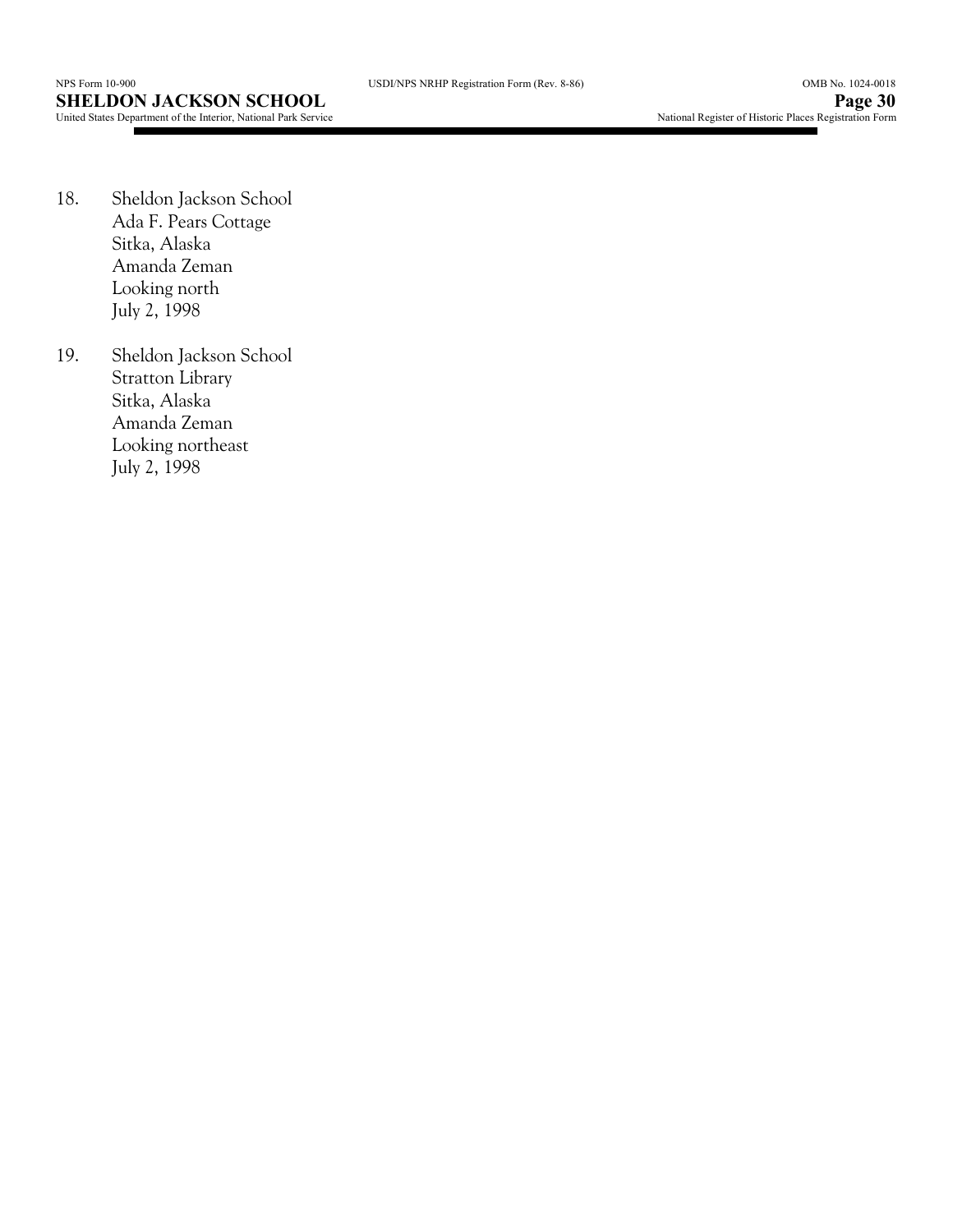18. Sheldon Jackson School
    Ada F. Pears Cottage
    Sitka, Alaska
    Amanda Zeman
    Looking north
    July 2, 1998

19. Sheldon Jackson School
    Stratton Library
    Sitka, Alaska
    Amanda Zeman
    Looking northeast
    July 2, 1998